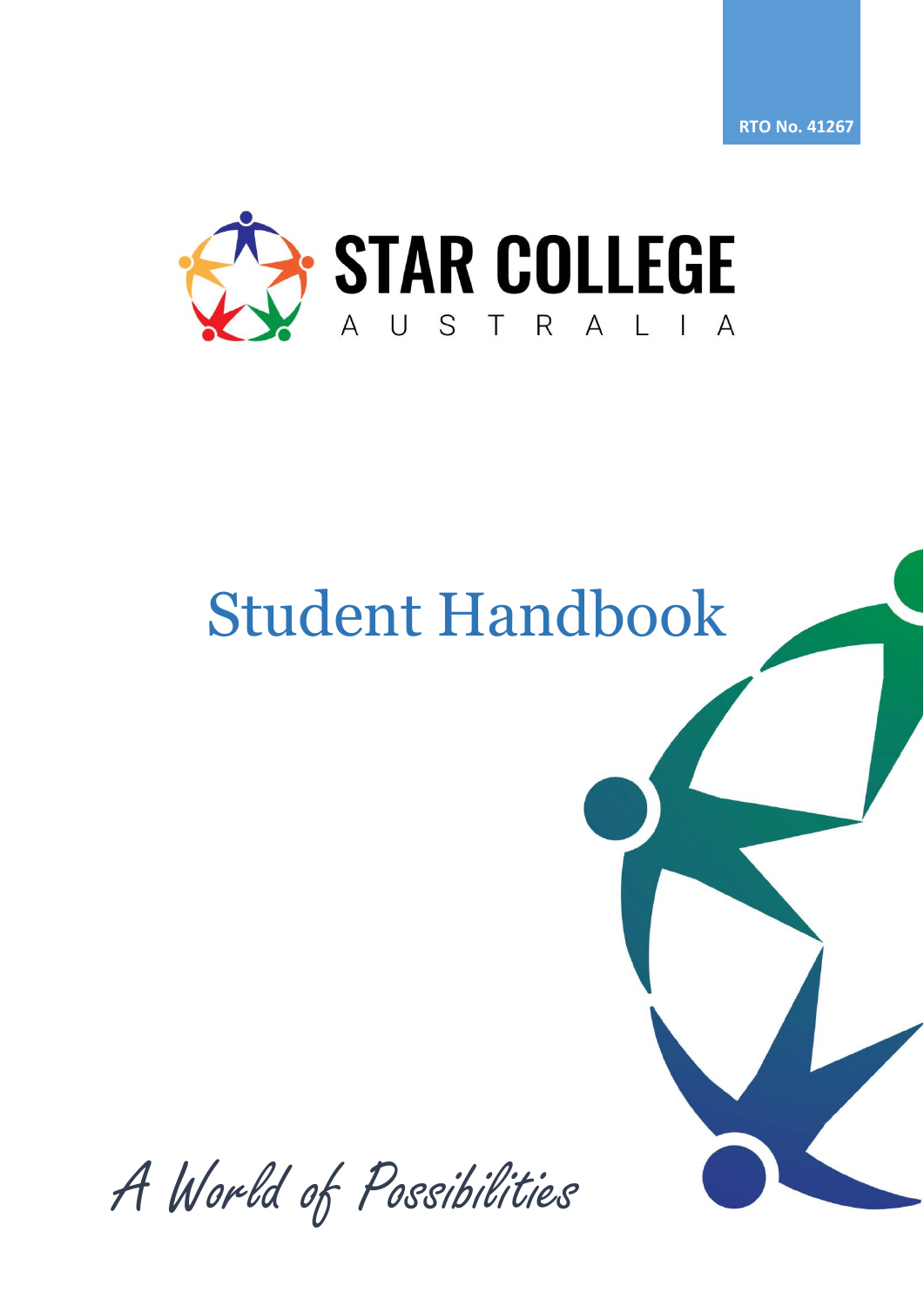RTO No. 41267

STAR COLLEGE

AUSTRALIA

# Student Handbook

*A World of Possibilities*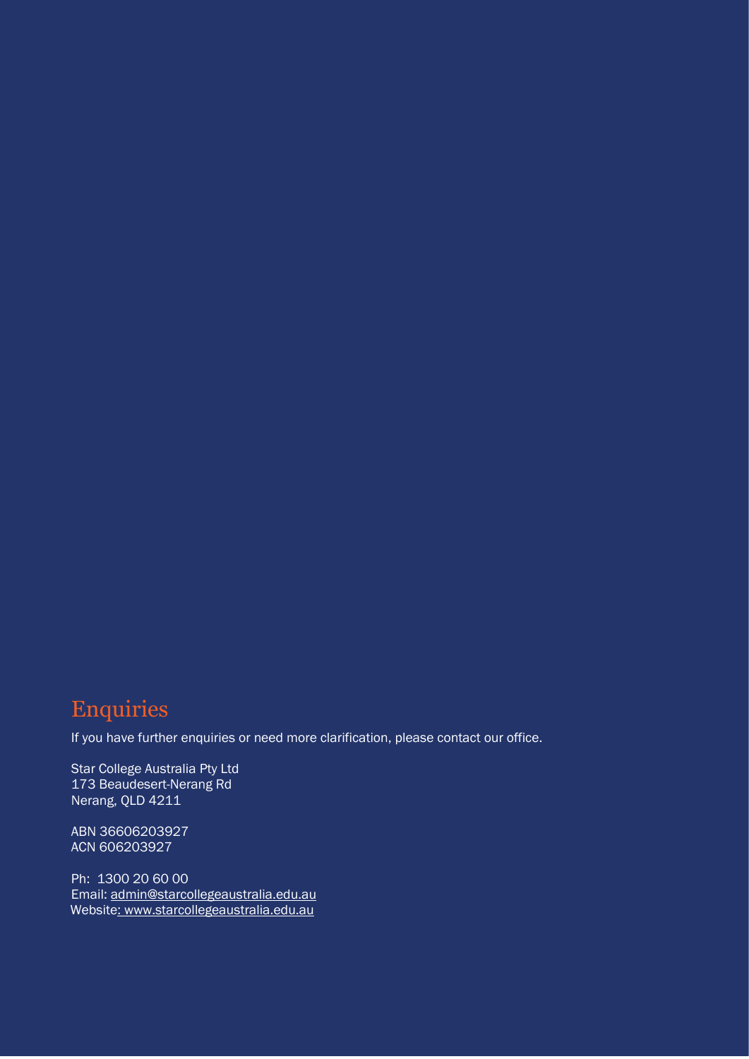# Enquiries

If you have further enquiries or need more clarification, please contact our office.

Star College Australia Pty Ltd
173 Beaudesert-Nerang Rd
Nerang, QLD 4211

ABN 36606203927
ACN 606203927

Ph: 1300 20 60 00
Email: admin@starcollegeaustralia.edu.au
Website: www.starcollegeaustralia.edu.au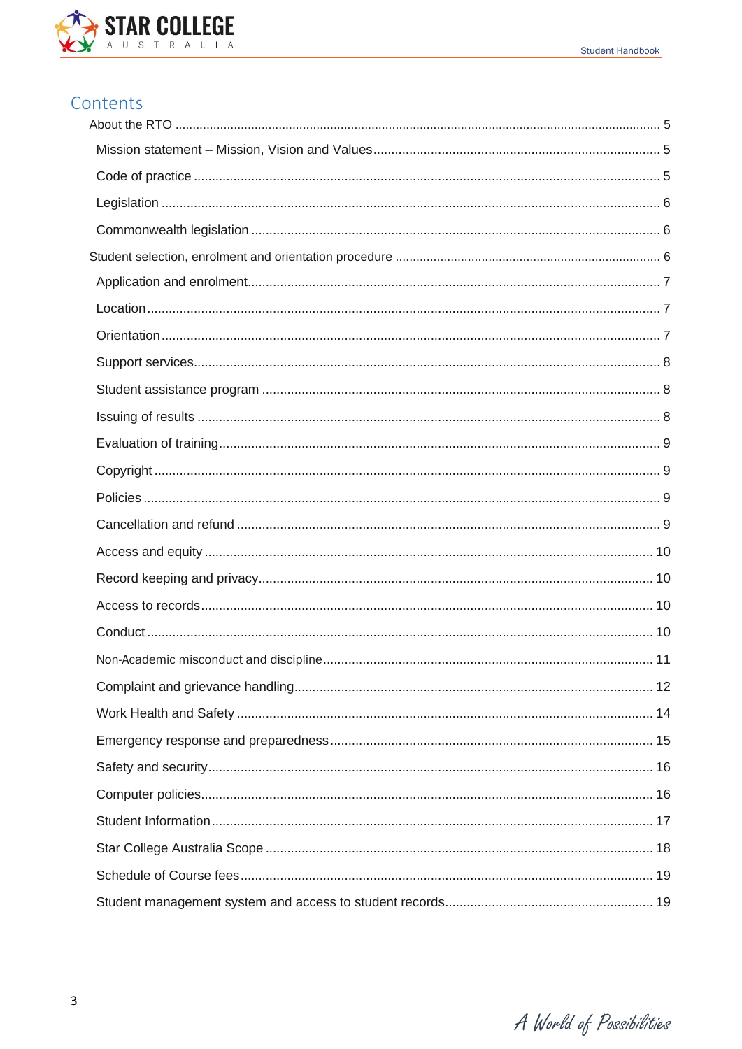# Contents

About the RTO ........................................................ 5

- Mission statement – Mission, Vision and Values ........................................................ 5
- Code of practice ........................................................ 5
- Legislation ........................................................ 6
- Commonwealth legislation ........................................................ 6

Student selection, enrolment and orientation procedure ........................................................ 6

- Application and enrolment ........................................................ 7
- Location ........................................................ 7
- Orientation ........................................................ 7
- Support services ........................................................ 8
- Student assistance program ........................................................ 8
- Issuing of results ........................................................ 8
- Evaluation of training ........................................................ 9
- Copyright ........................................................ 9
- Policies ........................................................ 9
- Cancellation and refund ........................................................ 9
- Access and equity ........................................................ 10
- Record keeping and privacy ........................................................ 10
- Access to records ........................................................ 10
- Conduct ........................................................ 10
- Non-Academic misconduct and discipline ........................................................ 11
- Complaint and grievance handling ........................................................ 12
- Work Health and Safety ........................................................ 14
- Emergency response and preparedness ........................................................ 15
- Safety and security ........................................................ 16
- Computer policies ........................................................ 16
- Student Information ........................................................ 17
- Star College Australia Scope ........................................................ 18
- Schedule of Course fees ........................................................ 19
- Student management system and access to student records ........................................................ 19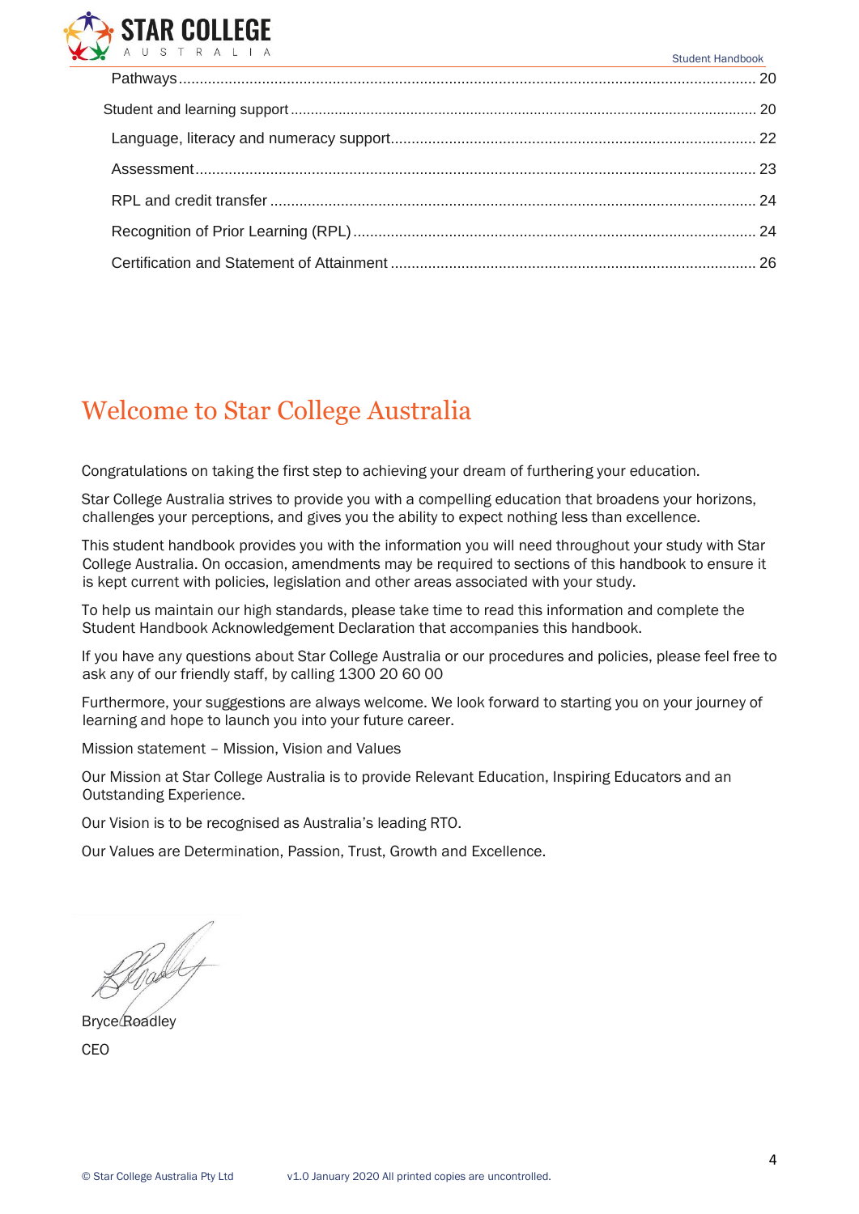Pathways ........ 20

Student and learning support ........ 20

Language, literacy and numeracy support ........ 22

Assessment ........ 23

RPL and credit transfer ........ 24

Recognition of Prior Learning (RPL) ........ 24

Certification and Statement of Attainment ........ 26

# Welcome to Star College Australia

Congratulations on taking the first step to achieving your dream of furthering your education.

Star College Australia strives to provide you with a compelling education that broadens your horizons, challenges your perceptions, and gives you the ability to expect nothing less than excellence.

This student handbook provides you with the information you will need throughout your study with Star College Australia. On occasion, amendments may be required to sections of this handbook to ensure it is kept current with policies, legislation and other areas associated with your study.

To help us maintain our high standards, please take time to read this information and complete the Student Handbook Acknowledgement Declaration that accompanies this handbook.

If you have any questions about Star College Australia or our procedures and policies, please feel free to ask any of our friendly staff, by calling 1300 20 60 00

Furthermore, your suggestions are always welcome. We look forward to starting you on your journey of learning and hope to launch you into your future career.

Mission statement – Mission, Vision and Values

Our Mission at Star College Australia is to provide Relevant Education, Inspiring Educators and an Outstanding Experience.

Our Vision is to be recognised as Australia's leading RTO.

Our Values are Determination, Passion, Trust, Growth and Excellence.

Bryce Roadley

CEO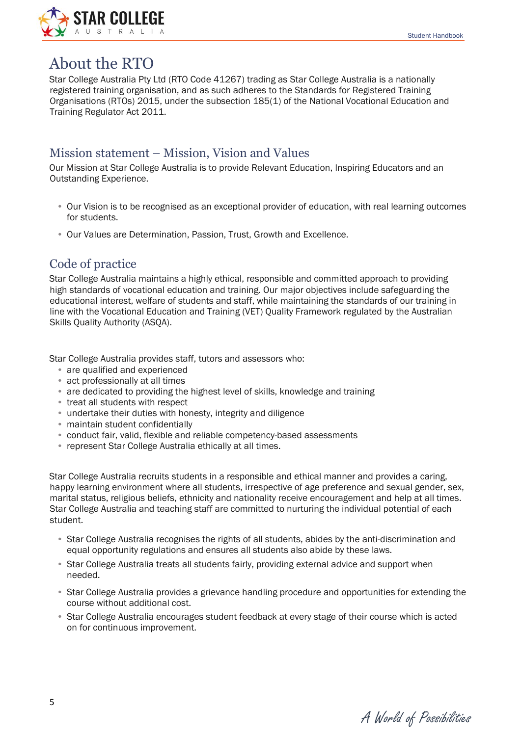# About the RTO

Star College Australia Pty Ltd (RTO Code 41267) trading as Star College Australia is a nationally registered training organisation, and as such adheres to the Standards for Registered Training Organisations (RTOs) 2015, under the subsection 185(1) of the National Vocational Education and Training Regulator Act 2011.

## Mission statement – Mission, Vision and Values

Our Mission at Star College Australia is to provide Relevant Education, Inspiring Educators and an Outstanding Experience.

- Our Vision is to be recognised as an exceptional provider of education, with real learning outcomes for students.
- Our Values are Determination, Passion, Trust, Growth and Excellence.

## Code of practice

Star College Australia maintains a highly ethical, responsible and committed approach to providing high standards of vocational education and training. Our major objectives include safeguarding the educational interest, welfare of students and staff, while maintaining the standards of our training in line with the Vocational Education and Training (VET) Quality Framework regulated by the Australian Skills Quality Authority (ASQA).

Star College Australia provides staff, tutors and assessors who:

- are qualified and experienced
- act professionally at all times
- are dedicated to providing the highest level of skills, knowledge and training
- treat all students with respect
- undertake their duties with honesty, integrity and diligence
- maintain student confidentially
- conduct fair, valid, flexible and reliable competency-based assessments
- represent Star College Australia ethically at all times.

Star College Australia recruits students in a responsible and ethical manner and provides a caring, happy learning environment where all students, irrespective of age preference and sexual gender, sex, marital status, religious beliefs, ethnicity and nationality receive encouragement and help at all times. Star College Australia and teaching staff are committed to nurturing the individual potential of each student.

- Star College Australia recognises the rights of all students, abides by the anti-discrimination and equal opportunity regulations and ensures all students also abide by these laws.
- Star College Australia treats all students fairly, providing external advice and support when needed.
- Star College Australia provides a grievance handling procedure and opportunities for extending the course without additional cost.
- Star College Australia encourages student feedback at every stage of their course which is acted on for continuous improvement.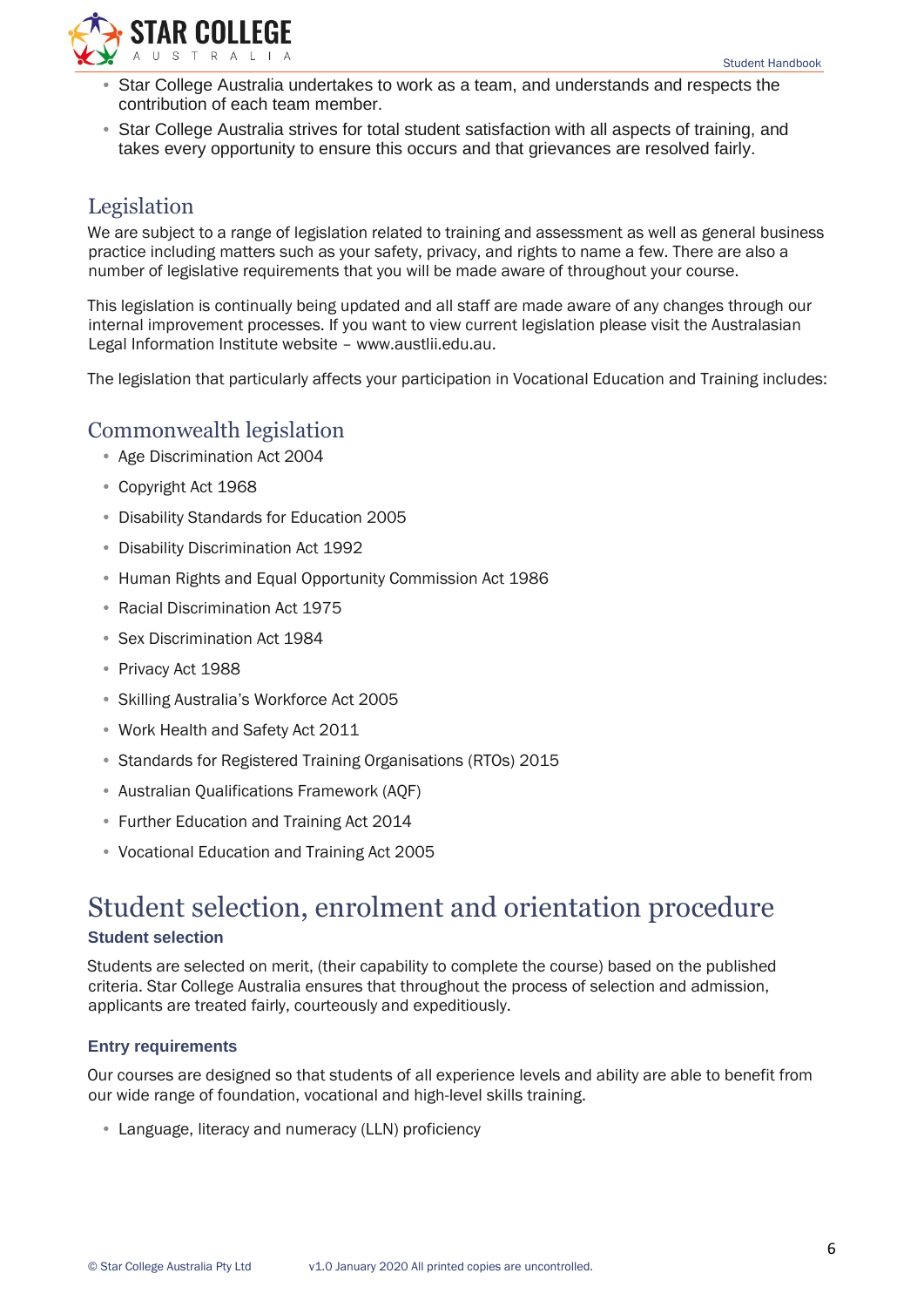- Star College Australia undertakes to work as a team, and understands and respects the contribution of each team member.
- Star College Australia strives for total student satisfaction with all aspects of training, and takes every opportunity to ensure this occurs and that grievances are resolved fairly.

## Legislation

We are subject to a range of legislation related to training and assessment as well as general business practice including matters such as your safety, privacy, and rights to name a few. There are also a number of legislative requirements that you will be made aware of throughout your course.

This legislation is continually being updated and all staff are made aware of any changes through our internal improvement processes. If you want to view current legislation please visit the Australasian Legal Information Institute website – www.austlii.edu.au.

The legislation that particularly affects your participation in Vocational Education and Training includes:

## Commonwealth legislation

- Age Discrimination Act 2004
- Copyright Act 1968
- Disability Standards for Education 2005
- Disability Discrimination Act 1992
- Human Rights and Equal Opportunity Commission Act 1986
- Racial Discrimination Act 1975
- Sex Discrimination Act 1984
- Privacy Act 1988
- Skilling Australia's Workforce Act 2005
- Work Health and Safety Act 2011
- Standards for Registered Training Organisations (RTOs) 2015
- Australian Qualifications Framework (AQF)
- Further Education and Training Act 2014
- Vocational Education and Training Act 2005

# Student selection, enrolment and orientation procedure

### Student selection

Students are selected on merit, (their capability to complete the course) based on the published criteria. Star College Australia ensures that throughout the process of selection and admission, applicants are treated fairly, courteously and expeditiously.

### Entry requirements

Our courses are designed so that students of all experience levels and ability are able to benefit from our wide range of foundation, vocational and high-level skills training.

- Language, literacy and numeracy (LLN) proficiency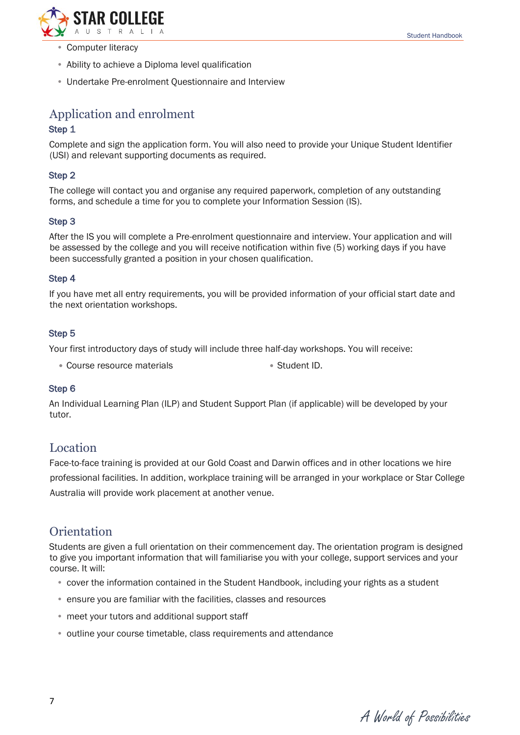- Computer literacy
- Ability to achieve a Diploma level qualification
- Undertake Pre-enrolment Questionnaire and Interview

## Application and enrolment

### Step 1

Complete and sign the application form. You will also need to provide your Unique Student Identifier (USI) and relevant supporting documents as required.

### Step 2

The college will contact you and organise any required paperwork, completion of any outstanding forms, and schedule a time for you to complete your Information Session (IS).

### Step 3

After the IS you will complete a Pre-enrolment questionnaire and interview. Your application and will be assessed by the college and you will receive notification within five (5) working days if you have been successfully granted a position in your chosen qualification.

### Step 4

If you have met all entry requirements, you will be provided information of your official start date and the next orientation workshops.

### Step 5

Your first introductory days of study will include three half-day workshops. You will receive:

- Course resource materials
- Student ID.

### Step 6

An Individual Learning Plan (ILP) and Student Support Plan (if applicable) will be developed by your tutor.

## Location

Face-to-face training is provided at our Gold Coast and Darwin offices and in other locations we hire professional facilities. In addition, workplace training will be arranged in your workplace or Star College Australia will provide work placement at another venue.

## Orientation

Students are given a full orientation on their commencement day. The orientation program is designed to give you important information that will familiarise you with your college, support services and your course. It will:

- cover the information contained in the Student Handbook, including your rights as a student
- ensure you are familiar with the facilities, classes and resources
- meet your tutors and additional support staff
- outline your course timetable, class requirements and attendance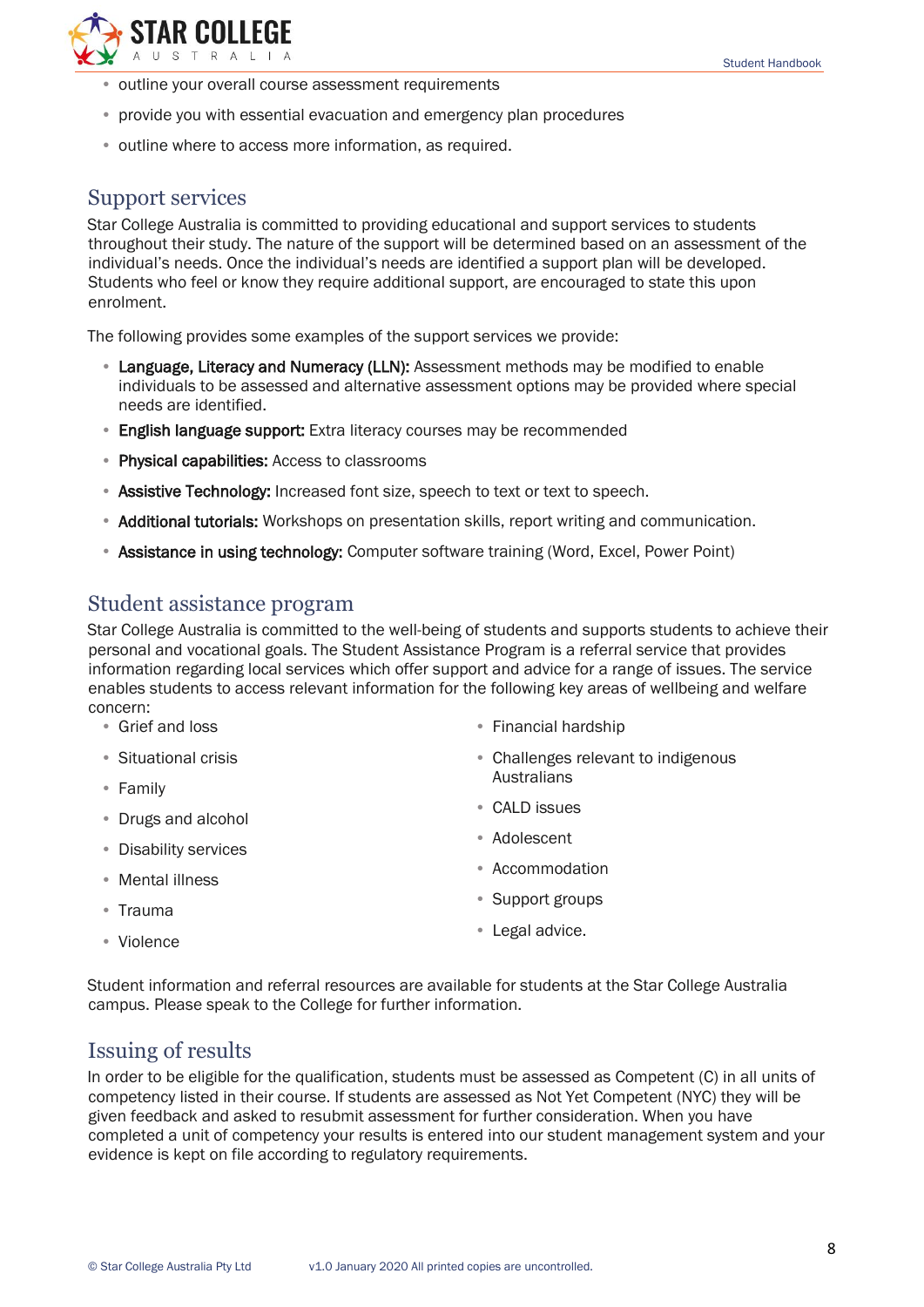- outline your overall course assessment requirements
- provide you with essential evacuation and emergency plan procedures
- outline where to access more information, as required.

## Support services

Star College Australia is committed to providing educational and support services to students throughout their study. The nature of the support will be determined based on an assessment of the individual's needs. Once the individual's needs are identified a support plan will be developed. Students who feel or know they require additional support, are encouraged to state this upon enrolment.

The following provides some examples of the support services we provide:

- **Language, Literacy and Numeracy (LLN):** Assessment methods may be modified to enable individuals to be assessed and alternative assessment options may be provided where special needs are identified.
- **English language support:** Extra literacy courses may be recommended
- **Physical capabilities:** Access to classrooms
- **Assistive Technology:** Increased font size, speech to text or text to speech.
- **Additional tutorials:** Workshops on presentation skills, report writing and communication.
- **Assistance in using technology:** Computer software training (Word, Excel, Power Point)

## Student assistance program

Star College Australia is committed to the well-being of students and supports students to achieve their personal and vocational goals. The Student Assistance Program is a referral service that provides information regarding local services which offer support and advice for a range of issues. The service enables students to access relevant information for the following key areas of wellbeing and welfare concern:

- Grief and loss
- Situational crisis
- Family
- Drugs and alcohol
- Disability services
- Mental illness
- Trauma
- Violence
- Financial hardship
- Challenges relevant to indigenous Australians
- CALD issues
- Adolescent
- Accommodation
- Support groups
- Legal advice.

Student information and referral resources are available for students at the Star College Australia campus. Please speak to the College for further information.

## Issuing of results

In order to be eligible for the qualification, students must be assessed as Competent (C) in all units of competency listed in their course. If students are assessed as Not Yet Competent (NYC) they will be given feedback and asked to resubmit assessment for further consideration. When you have completed a unit of competency your results is entered into our student management system and your evidence is kept on file according to regulatory requirements.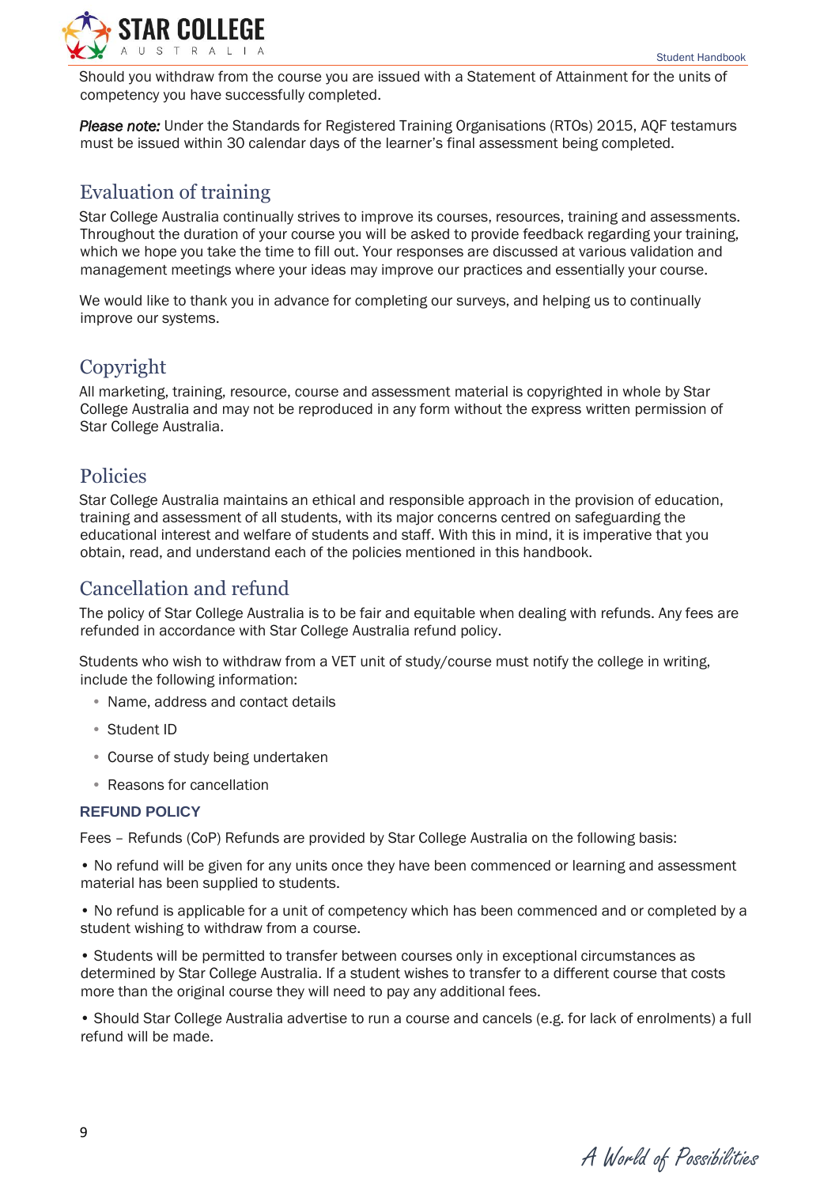Should you withdraw from the course you are issued with a Statement of Attainment for the units of competency you have successfully completed.

*Please note:* Under the Standards for Registered Training Organisations (RTOs) 2015, AQF testamurs must be issued within 30 calendar days of the learner's final assessment being completed.

## Evaluation of training

Star College Australia continually strives to improve its courses, resources, training and assessments. Throughout the duration of your course you will be asked to provide feedback regarding your training, which we hope you take the time to fill out. Your responses are discussed at various validation and management meetings where your ideas may improve our practices and essentially your course.

We would like to thank you in advance for completing our surveys, and helping us to continually improve our systems.

## Copyright

All marketing, training, resource, course and assessment material is copyrighted in whole by Star College Australia and may not be reproduced in any form without the express written permission of Star College Australia.

## Policies

Star College Australia maintains an ethical and responsible approach in the provision of education, training and assessment of all students, with its major concerns centred on safeguarding the educational interest and welfare of students and staff. With this in mind, it is imperative that you obtain, read, and understand each of the policies mentioned in this handbook.

## Cancellation and refund

The policy of Star College Australia is to be fair and equitable when dealing with refunds. Any fees are refunded in accordance with Star College Australia refund policy.

Students who wish to withdraw from a VET unit of study/course must notify the college in writing, include the following information:

- Name, address and contact details
- Student ID
- Course of study being undertaken
- Reasons for cancellation

### REFUND POLICY

Fees – Refunds (CoP) Refunds are provided by Star College Australia on the following basis:

• No refund will be given for any units once they have been commenced or learning and assessment material has been supplied to students.

• No refund is applicable for a unit of competency which has been commenced and or completed by a student wishing to withdraw from a course.

• Students will be permitted to transfer between courses only in exceptional circumstances as determined by Star College Australia. If a student wishes to transfer to a different course that costs more than the original course they will need to pay any additional fees.

• Should Star College Australia advertise to run a course and cancels (e.g. for lack of enrolments) a full refund will be made.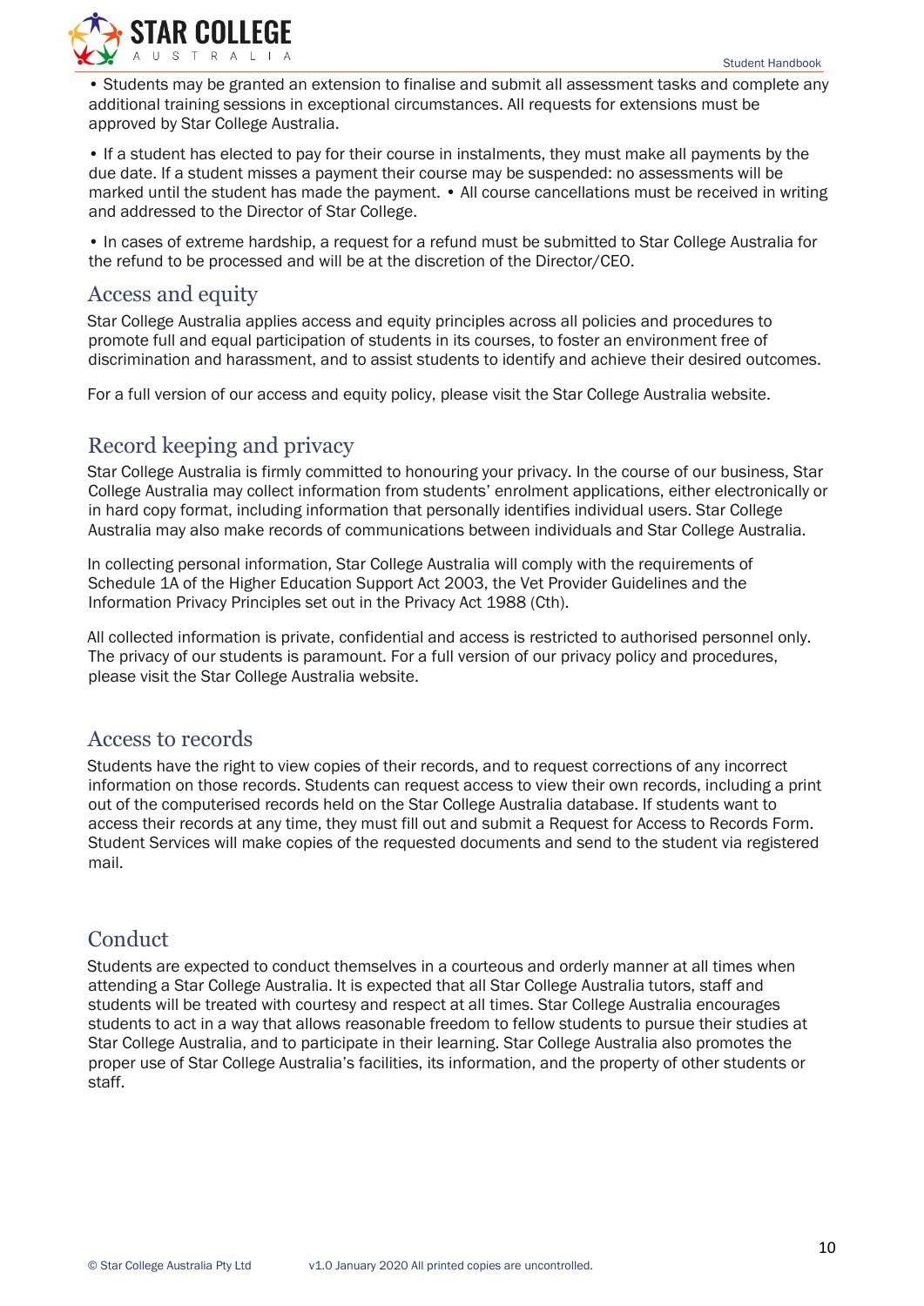- Students may be granted an extension to finalise and submit all assessment tasks and complete any additional training sessions in exceptional circumstances. All requests for extensions must be approved by Star College Australia.

- If a student has elected to pay for their course in instalments, they must make all payments by the due date. If a student misses a payment their course may be suspended: no assessments will be marked until the student has made the payment. • All course cancellations must be received in writing and addressed to the Director of Star College.

- In cases of extreme hardship, a request for a refund must be submitted to Star College Australia for the refund to be processed and will be at the discretion of the Director/CEO.

## Access and equity

Star College Australia applies access and equity principles across all policies and procedures to promote full and equal participation of students in its courses, to foster an environment free of discrimination and harassment, and to assist students to identify and achieve their desired outcomes.

For a full version of our access and equity policy, please visit the Star College Australia website.

## Record keeping and privacy

Star College Australia is firmly committed to honouring your privacy. In the course of our business, Star College Australia may collect information from students' enrolment applications, either electronically or in hard copy format, including information that personally identifies individual users. Star College Australia may also make records of communications between individuals and Star College Australia.

In collecting personal information, Star College Australia will comply with the requirements of Schedule 1A of the Higher Education Support Act 2003, the Vet Provider Guidelines and the Information Privacy Principles set out in the Privacy Act 1988 (Cth).

All collected information is private, confidential and access is restricted to authorised personnel only. The privacy of our students is paramount. For a full version of our privacy policy and procedures, please visit the Star College Australia website.

## Access to records

Students have the right to view copies of their records, and to request corrections of any incorrect information on those records. Students can request access to view their own records, including a print out of the computerised records held on the Star College Australia database. If students want to access their records at any time, they must fill out and submit a Request for Access to Records Form. Student Services will make copies of the requested documents and send to the student via registered mail.

## Conduct

Students are expected to conduct themselves in a courteous and orderly manner at all times when attending a Star College Australia. It is expected that all Star College Australia tutors, staff and students will be treated with courtesy and respect at all times. Star College Australia encourages students to act in a way that allows reasonable freedom to fellow students to pursue their studies at Star College Australia, and to participate in their learning. Star College Australia also promotes the proper use of Star College Australia's facilities, its information, and the property of other students or staff.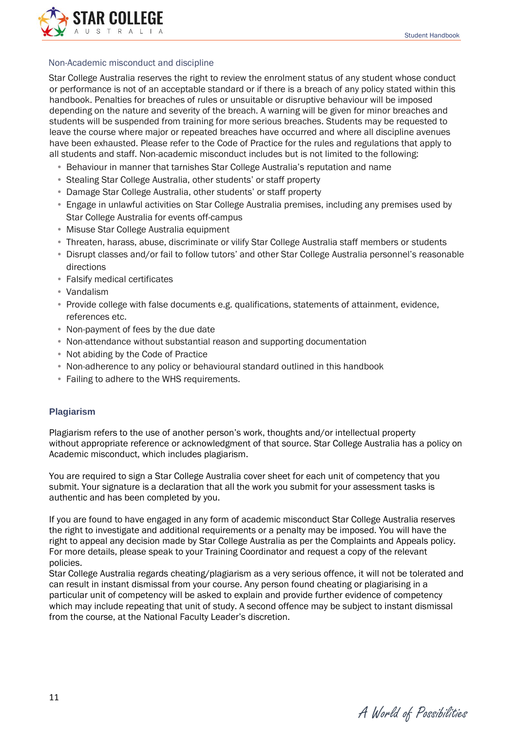## Non-Academic misconduct and discipline

Star College Australia reserves the right to review the enrolment status of any student whose conduct or performance is not of an acceptable standard or if there is a breach of any policy stated within this handbook. Penalties for breaches of rules or unsuitable or disruptive behaviour will be imposed depending on the nature and severity of the breach. A warning will be given for minor breaches and students will be suspended from training for more serious breaches. Students may be requested to leave the course where major or repeated breaches have occurred and where all discipline avenues have been exhausted. Please refer to the Code of Practice for the rules and regulations that apply to all students and staff. Non-academic misconduct includes but is not limited to the following:

- Behaviour in manner that tarnishes Star College Australia's reputation and name
- Stealing Star College Australia, other students' or staff property
- Damage Star College Australia, other students' or staff property
- Engage in unlawful activities on Star College Australia premises, including any premises used by Star College Australia for events off-campus
- Misuse Star College Australia equipment
- Threaten, harass, abuse, discriminate or vilify Star College Australia staff members or students
- Disrupt classes and/or fail to follow tutors' and other Star College Australia personnel's reasonable directions
- Falsify medical certificates
- Vandalism
- Provide college with false documents e.g. qualifications, statements of attainment, evidence, references etc.
- Non-payment of fees by the due date
- Non-attendance without substantial reason and supporting documentation
- Not abiding by the Code of Practice
- Non-adherence to any policy or behavioural standard outlined in this handbook
- Failing to adhere to the WHS requirements.

## Plagiarism

Plagiarism refers to the use of another person's work, thoughts and/or intellectual property without appropriate reference or acknowledgment of that source. Star College Australia has a policy on Academic misconduct, which includes plagiarism.

You are required to sign a Star College Australia cover sheet for each unit of competency that you submit. Your signature is a declaration that all the work you submit for your assessment tasks is authentic and has been completed by you.

If you are found to have engaged in any form of academic misconduct Star College Australia reserves the right to investigate and additional requirements or a penalty may be imposed. You will have the right to appeal any decision made by Star College Australia as per the Complaints and Appeals policy. For more details, please speak to your Training Coordinator and request a copy of the relevant policies.

Star College Australia regards cheating/plagiarism as a very serious offence, it will not be tolerated and can result in instant dismissal from your course. Any person found cheating or plagiarising in a particular unit of competency will be asked to explain and provide further evidence of competency which may include repeating that unit of study. A second offence may be subject to instant dismissal from the course, at the National Faculty Leader's discretion.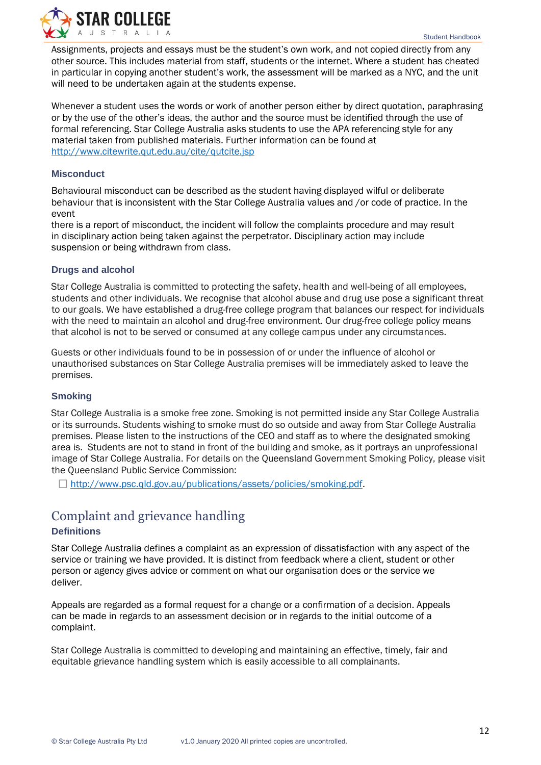Assignments, projects and essays must be the student's own work, and not copied directly from any other source. This includes material from staff, students or the internet. Where a student has cheated in particular in copying another student's work, the assessment will be marked as a NYC, and the unit will need to be undertaken again at the students expense.

Whenever a student uses the words or work of another person either by direct quotation, paraphrasing or by the use of the other's ideas, the author and the source must be identified through the use of formal referencing. Star College Australia asks students to use the APA referencing style for any material taken from published materials. Further information can be found at http://www.citewrite.qut.edu.au/cite/qutcite.jsp

### Misconduct

Behavioural misconduct can be described as the student having displayed wilful or deliberate behaviour that is inconsistent with the Star College Australia values and /or code of practice. In the event there is a report of misconduct, the incident will follow the complaints procedure and may result in disciplinary action being taken against the perpetrator. Disciplinary action may include suspension or being withdrawn from class.

### Drugs and alcohol

Star College Australia is committed to protecting the safety, health and well-being of all employees, students and other individuals. We recognise that alcohol abuse and drug use pose a significant threat to our goals. We have established a drug-free college program that balances our respect for individuals with the need to maintain an alcohol and drug-free environment. Our drug-free college policy means that alcohol is not to be served or consumed at any college campus under any circumstances.

Guests or other individuals found to be in possession of or under the influence of alcohol or unauthorised substances on Star College Australia premises will be immediately asked to leave the premises.

### Smoking

Star College Australia is a smoke free zone. Smoking is not permitted inside any Star College Australia or its surrounds. Students wishing to smoke must do so outside and away from Star College Australia premises. Please listen to the instructions of the CEO and staff as to where the designated smoking area is. Students are not to stand in front of the building and smoke, as it portrays an unprofessional image of Star College Australia. For details on the Queensland Government Smoking Policy, please visit the Queensland Public Service Commission:

- http://www.psc.qld.gov.au/publications/assets/policies/smoking.pdf.

## Complaint and grievance handling

### Definitions

Star College Australia defines a complaint as an expression of dissatisfaction with any aspect of the service or training we have provided. It is distinct from feedback where a client, student or other person or agency gives advice or comment on what our organisation does or the service we deliver.

Appeals are regarded as a formal request for a change or a confirmation of a decision. Appeals can be made in regards to an assessment decision or in regards to the initial outcome of a complaint.

Star College Australia is committed to developing and maintaining an effective, timely, fair and equitable grievance handling system which is easily accessible to all complainants.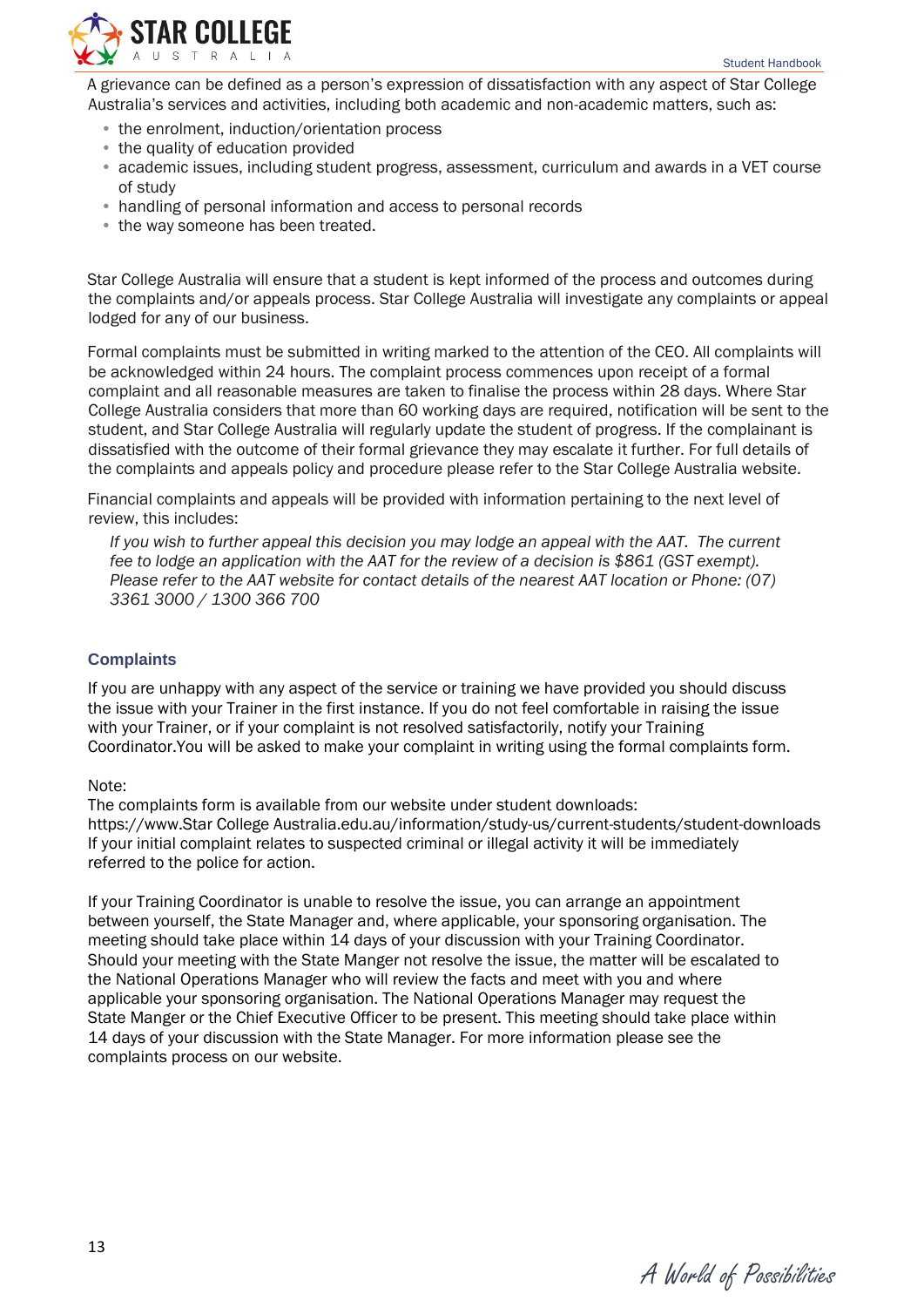A grievance can be defined as a person's expression of dissatisfaction with any aspect of Star College Australia's services and activities, including both academic and non-academic matters, such as:

- the enrolment, induction/orientation process
- the quality of education provided
- academic issues, including student progress, assessment, curriculum and awards in a VET course of study
- handling of personal information and access to personal records
- the way someone has been treated.

Star College Australia will ensure that a student is kept informed of the process and outcomes during the complaints and/or appeals process. Star College Australia will investigate any complaints or appeal lodged for any of our business.

Formal complaints must be submitted in writing marked to the attention of the CEO. All complaints will be acknowledged within 24 hours. The complaint process commences upon receipt of a formal complaint and all reasonable measures are taken to finalise the process within 28 days. Where Star College Australia considers that more than 60 working days are required, notification will be sent to the student, and Star College Australia will regularly update the student of progress. If the complainant is dissatisfied with the outcome of their formal grievance they may escalate it further. For full details of the complaints and appeals policy and procedure please refer to the Star College Australia website.

Financial complaints and appeals will be provided with information pertaining to the next level of review, this includes:

*If you wish to further appeal this decision you may lodge an appeal with the AAT. The current fee to lodge an application with the AAT for the review of a decision is $861 (GST exempt). Please refer to the AAT website for contact details of the nearest AAT location or Phone: (07) 3361 3000 / 1300 366 700*

## Complaints

If you are unhappy with any aspect of the service or training we have provided you should discuss the issue with your Trainer in the first instance. If you do not feel comfortable in raising the issue with your Trainer, or if your complaint is not resolved satisfactorily, notify your Training Coordinator.You will be asked to make your complaint in writing using the formal complaints form.

Note:
The complaints form is available from our website under student downloads:
https://www.Star College Australia.edu.au/information/study-us/current-students/student-downloads
If your initial complaint relates to suspected criminal or illegal activity it will be immediately referred to the police for action.

If your Training Coordinator is unable to resolve the issue, you can arrange an appointment between yourself, the State Manager and, where applicable, your sponsoring organisation. The meeting should take place within 14 days of your discussion with your Training Coordinator. Should your meeting with the State Manger not resolve the issue, the matter will be escalated to the National Operations Manager who will review the facts and meet with you and where applicable your sponsoring organisation. The National Operations Manager may request the State Manger or the Chief Executive Officer to be present. This meeting should take place within 14 days of your discussion with the State Manager. For more information please see the complaints process on our website.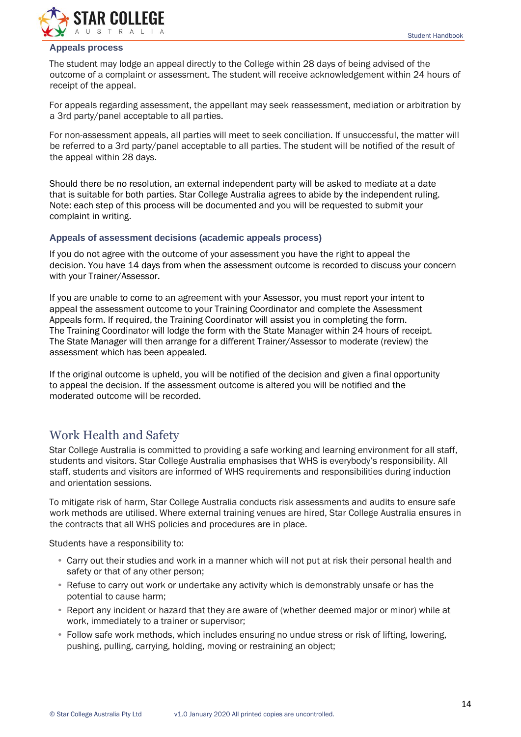### Appeals process

The student may lodge an appeal directly to the College within 28 days of being advised of the outcome of a complaint or assessment. The student will receive acknowledgement within 24 hours of receipt of the appeal.

For appeals regarding assessment, the appellant may seek reassessment, mediation or arbitration by a 3rd party/panel acceptable to all parties.

For non-assessment appeals, all parties will meet to seek conciliation. If unsuccessful, the matter will be referred to a 3rd party/panel acceptable to all parties. The student will be notified of the result of the appeal within 28 days.

Should there be no resolution, an external independent party will be asked to mediate at a date that is suitable for both parties. Star College Australia agrees to abide by the independent ruling. Note: each step of this process will be documented and you will be requested to submit your complaint in writing.

### Appeals of assessment decisions (academic appeals process)

If you do not agree with the outcome of your assessment you have the right to appeal the decision. You have 14 days from when the assessment outcome is recorded to discuss your concern with your Trainer/Assessor.

If you are unable to come to an agreement with your Assessor, you must report your intent to appeal the assessment outcome to your Training Coordinator and complete the Assessment Appeals form. If required, the Training Coordinator will assist you in completing the form. The Training Coordinator will lodge the form with the State Manager within 24 hours of receipt. The State Manager will then arrange for a different Trainer/Assessor to moderate (review) the assessment which has been appealed.

If the original outcome is upheld, you will be notified of the decision and given a final opportunity to appeal the decision. If the assessment outcome is altered you will be notified and the moderated outcome will be recorded.

## Work Health and Safety

Star College Australia is committed to providing a safe working and learning environment for all staff, students and visitors. Star College Australia emphasises that WHS is everybody's responsibility. All staff, students and visitors are informed of WHS requirements and responsibilities during induction and orientation sessions.

To mitigate risk of harm, Star College Australia conducts risk assessments and audits to ensure safe work methods are utilised. Where external training venues are hired, Star College Australia ensures in the contracts that all WHS policies and procedures are in place.

Students have a responsibility to:

- Carry out their studies and work in a manner which will not put at risk their personal health and safety or that of any other person;
- Refuse to carry out work or undertake any activity which is demonstrably unsafe or has the potential to cause harm;
- Report any incident or hazard that they are aware of (whether deemed major or minor) while at work, immediately to a trainer or supervisor;
- Follow safe work methods, which includes ensuring no undue stress or risk of lifting, lowering, pushing, pulling, carrying, holding, moving or restraining an object;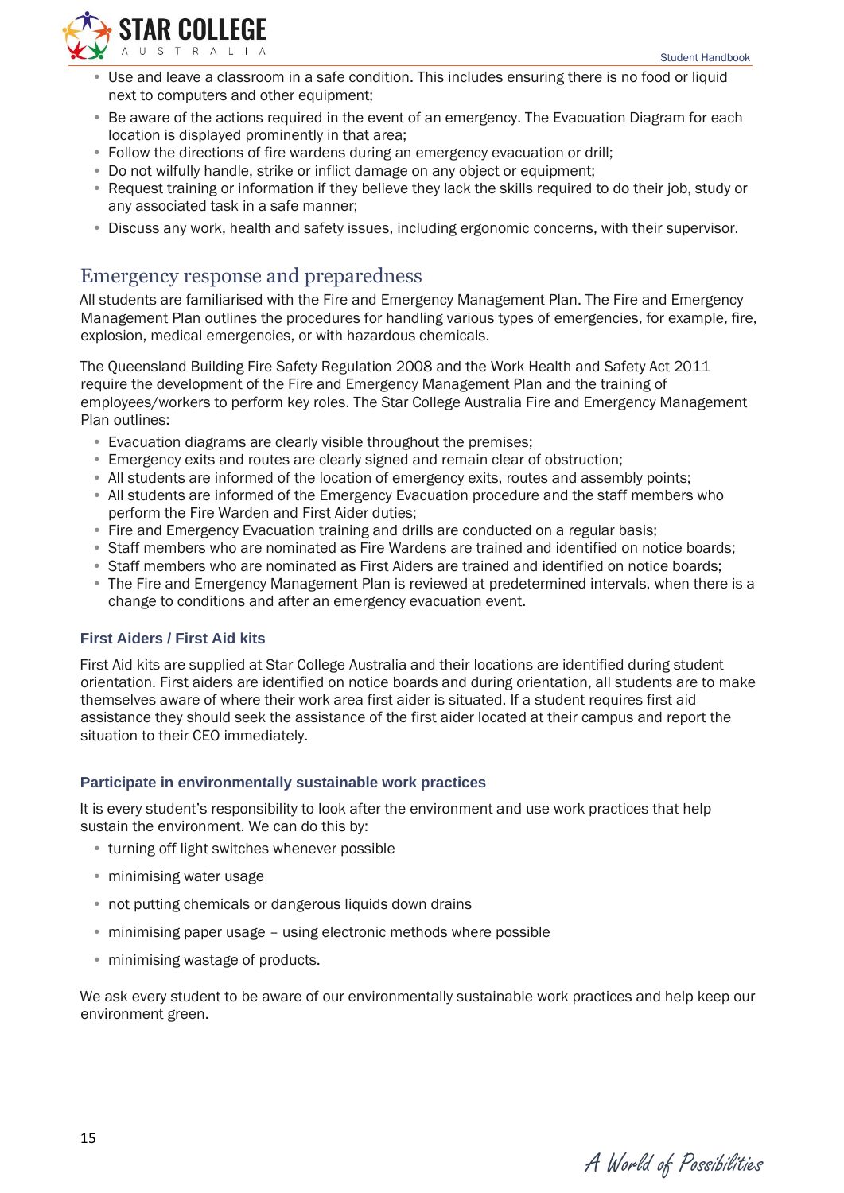- Use and leave a classroom in a safe condition. This includes ensuring there is no food or liquid next to computers and other equipment;
- Be aware of the actions required in the event of an emergency. The Evacuation Diagram for each location is displayed prominently in that area;
- Follow the directions of fire wardens during an emergency evacuation or drill;
- Do not wilfully handle, strike or inflict damage on any object or equipment;
- Request training or information if they believe they lack the skills required to do their job, study or any associated task in a safe manner;
- Discuss any work, health and safety issues, including ergonomic concerns, with their supervisor.

## Emergency response and preparedness

All students are familiarised with the Fire and Emergency Management Plan. The Fire and Emergency Management Plan outlines the procedures for handling various types of emergencies, for example, fire, explosion, medical emergencies, or with hazardous chemicals.

The Queensland Building Fire Safety Regulation 2008 and the Work Health and Safety Act 2011 require the development of the Fire and Emergency Management Plan and the training of employees/workers to perform key roles. The Star College Australia Fire and Emergency Management Plan outlines:

- Evacuation diagrams are clearly visible throughout the premises;
- Emergency exits and routes are clearly signed and remain clear of obstruction;
- All students are informed of the location of emergency exits, routes and assembly points;
- All students are informed of the Emergency Evacuation procedure and the staff members who perform the Fire Warden and First Aider duties;
- Fire and Emergency Evacuation training and drills are conducted on a regular basis;
- Staff members who are nominated as Fire Wardens are trained and identified on notice boards;
- Staff members who are nominated as First Aiders are trained and identified on notice boards;
- The Fire and Emergency Management Plan is reviewed at predetermined intervals, when there is a change to conditions and after an emergency evacuation event.

### First Aiders / First Aid kits

First Aid kits are supplied at Star College Australia and their locations are identified during student orientation. First aiders are identified on notice boards and during orientation, all students are to make themselves aware of where their work area first aider is situated. If a student requires first aid assistance they should seek the assistance of the first aider located at their campus and report the situation to their CEO immediately.

### Participate in environmentally sustainable work practices

It is every student's responsibility to look after the environment and use work practices that help sustain the environment. We can do this by:

- turning off light switches whenever possible
- minimising water usage
- not putting chemicals or dangerous liquids down drains
- minimising paper usage – using electronic methods where possible
- minimising wastage of products.

We ask every student to be aware of our environmentally sustainable work practices and help keep our environment green.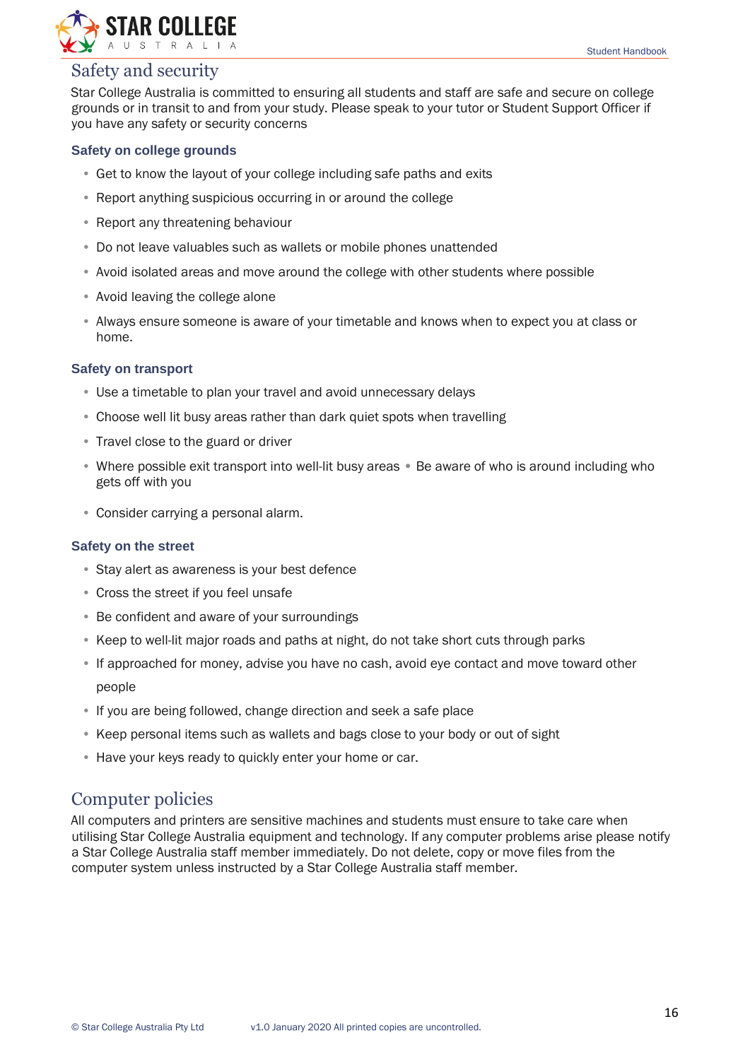## Safety and security

Star College Australia is committed to ensuring all students and staff are safe and secure on college grounds or in transit to and from your study. Please speak to your tutor or Student Support Officer if you have any safety or security concerns

### Safety on college grounds

- Get to know the layout of your college including safe paths and exits
- Report anything suspicious occurring in or around the college
- Report any threatening behaviour
- Do not leave valuables such as wallets or mobile phones unattended
- Avoid isolated areas and move around the college with other students where possible
- Avoid leaving the college alone
- Always ensure someone is aware of your timetable and knows when to expect you at class or home.

### Safety on transport

- Use a timetable to plan your travel and avoid unnecessary delays
- Choose well lit busy areas rather than dark quiet spots when travelling
- Travel close to the guard or driver
- Where possible exit transport into well-lit busy areas
- Be aware of who is around including who gets off with you
- Consider carrying a personal alarm.

### Safety on the street

- Stay alert as awareness is your best defence
- Cross the street if you feel unsafe
- Be confident and aware of your surroundings
- Keep to well-lit major roads and paths at night, do not take short cuts through parks
- If approached for money, advise you have no cash, avoid eye contact and move toward other people
- If you are being followed, change direction and seek a safe place
- Keep personal items such as wallets and bags close to your body or out of sight
- Have your keys ready to quickly enter your home or car.

## Computer policies

All computers and printers are sensitive machines and students must ensure to take care when utilising Star College Australia equipment and technology. If any computer problems arise please notify a Star College Australia staff member immediately. Do not delete, copy or move files from the computer system unless instructed by a Star College Australia staff member.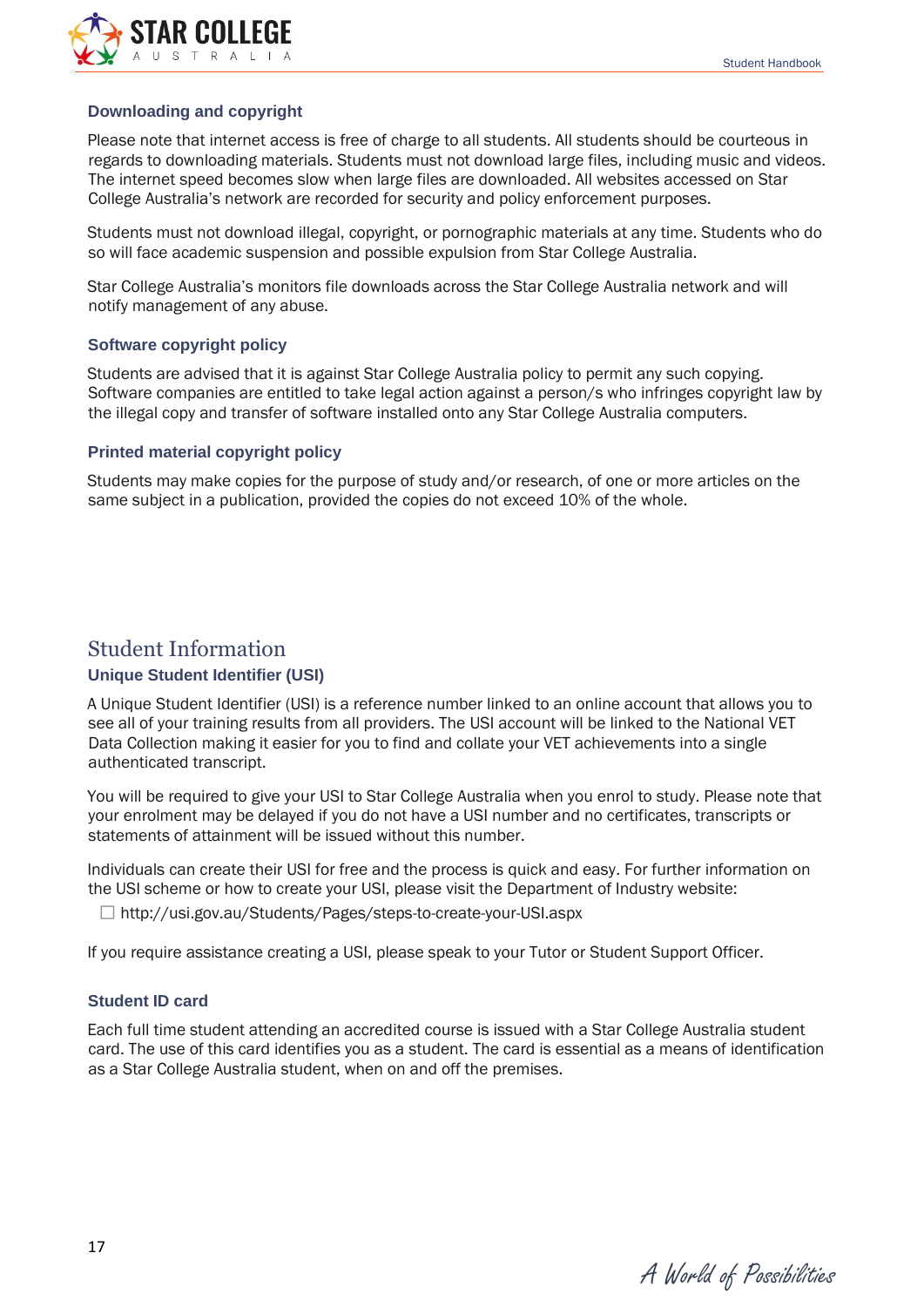### Downloading and copyright

Please note that internet access is free of charge to all students. All students should be courteous in regards to downloading materials. Students must not download large files, including music and videos. The internet speed becomes slow when large files are downloaded. All websites accessed on Star College Australia's network are recorded for security and policy enforcement purposes.

Students must not download illegal, copyright, or pornographic materials at any time. Students who do so will face academic suspension and possible expulsion from Star College Australia.

Star College Australia's monitors file downloads across the Star College Australia network and will notify management of any abuse.

### Software copyright policy

Students are advised that it is against Star College Australia policy to permit any such copying. Software companies are entitled to take legal action against a person/s who infringes copyright law by the illegal copy and transfer of software installed onto any Star College Australia computers.

### Printed material copyright policy

Students may make copies for the purpose of study and/or research, of one or more articles on the same subject in a publication, provided the copies do not exceed 10% of the whole.

## Student Information

### Unique Student Identifier (USI)

A Unique Student Identifier (USI) is a reference number linked to an online account that allows you to see all of your training results from all providers. The USI account will be linked to the National VET Data Collection making it easier for you to find and collate your VET achievements into a single authenticated transcript.

You will be required to give your USI to Star College Australia when you enrol to study. Please note that your enrolment may be delayed if you do not have a USI number and no certificates, transcripts or statements of attainment will be issued without this number.

Individuals can create their USI for free and the process is quick and easy. For further information on the USI scheme or how to create your USI, please visit the Department of Industry website:

- http://usi.gov.au/Students/Pages/steps-to-create-your-USI.aspx

If you require assistance creating a USI, please speak to your Tutor or Student Support Officer.

### Student ID card

Each full time student attending an accredited course is issued with a Star College Australia student card. The use of this card identifies you as a student. The card is essential as a means of identification as a Star College Australia student, when on and off the premises.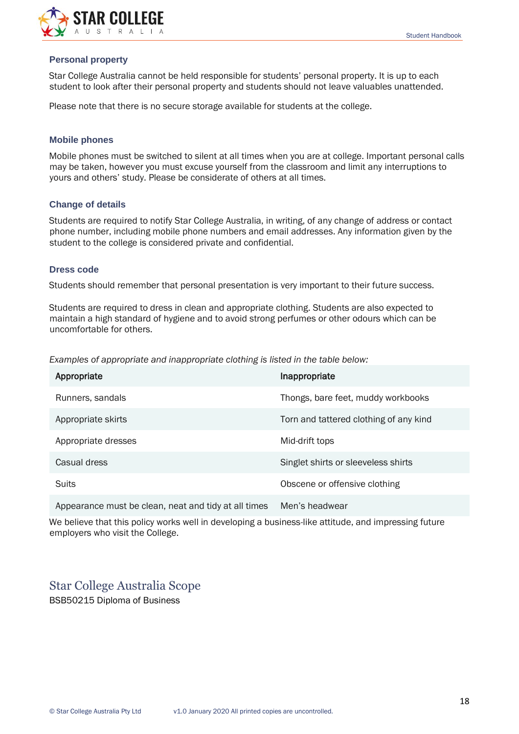### Personal property

Star College Australia cannot be held responsible for students' personal property. It is up to each student to look after their personal property and students should not leave valuables unattended.

Please note that there is no secure storage available for students at the college.

### Mobile phones

Mobile phones must be switched to silent at all times when you are at college. Important personal calls may be taken, however you must excuse yourself from the classroom and limit any interruptions to yours and others' study. Please be considerate of others at all times.

### Change of details

Students are required to notify Star College Australia, in writing, of any change of address or contact phone number, including mobile phone numbers and email addresses. Any information given by the student to the college is considered private and confidential.

### Dress code

Students should remember that personal presentation is very important to their future success.

Students are required to dress in clean and appropriate clothing. Students are also expected to maintain a high standard of hygiene and to avoid strong perfumes or other odours which can be uncomfortable for others.

*Examples of appropriate and inappropriate clothing is listed in the table below:*

| Appropriate | Inappropriate |
|---|---|
| Runners, sandals | Thongs, bare feet, muddy workbooks |
| Appropriate skirts | Torn and tattered clothing of any kind |
| Appropriate dresses | Mid-drift tops |
| Casual dress | Singlet shirts or sleeveless shirts |
| Suits | Obscene or offensive clothing |
| Appearance must be clean, neat and tidy at all times | Men's headwear |

We believe that this policy works well in developing a business-like attitude, and impressing future employers who visit the College.

## Star College Australia Scope

BSB50215 Diploma of Business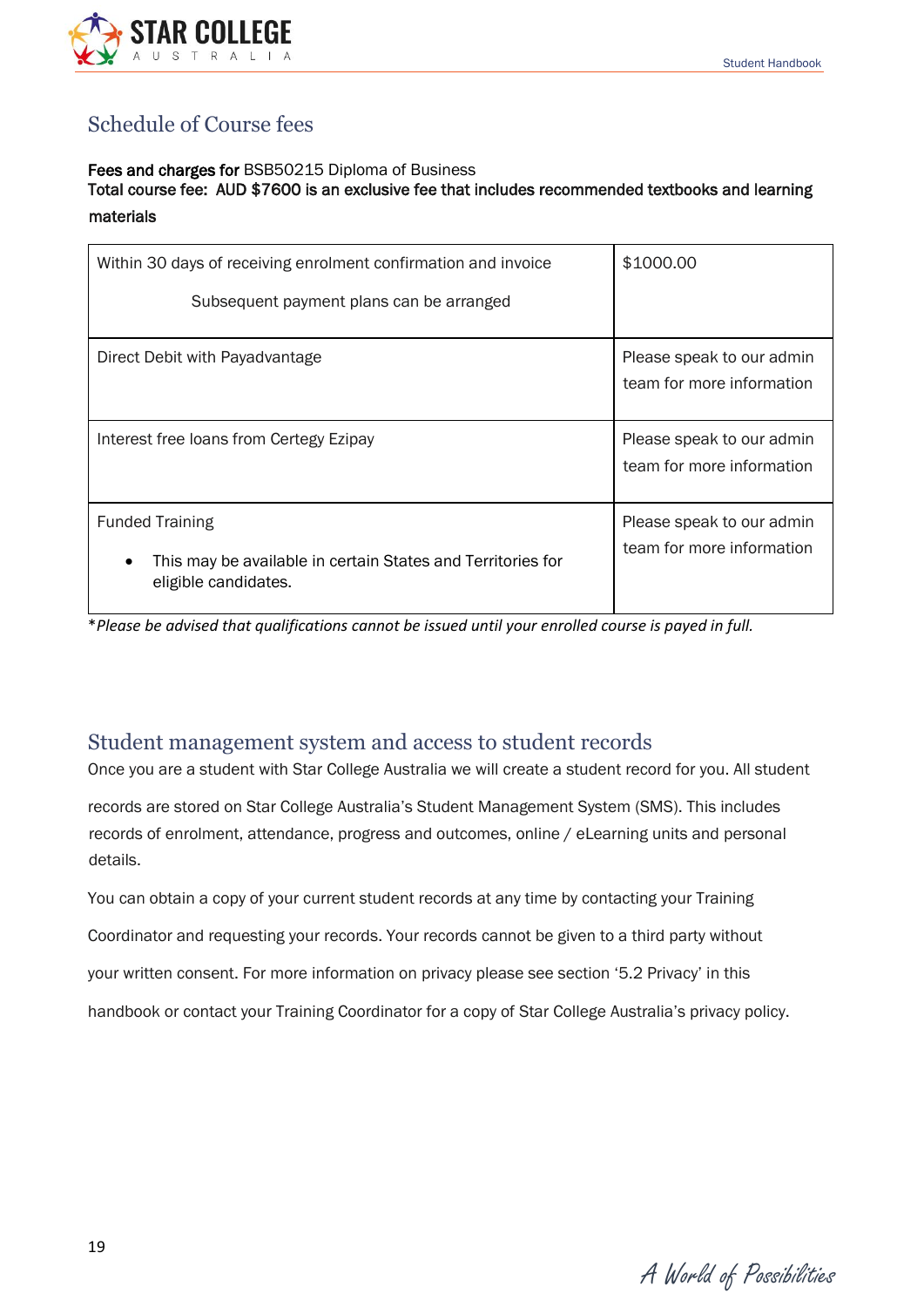## Schedule of Course fees

**Fees and charges for** BSB50215 Diploma of Business
**Total course fee: AUD $7600 is an exclusive fee that includes recommended textbooks and learning materials**

| | |
|---|---|
| Within 30 days of receiving enrolment confirmation and invoice<br><br>Subsequent payment plans can be arranged | $1000.00 |
| Direct Debit with Payadvantage | Please speak to our admin team for more information |
| Interest free loans from Certegy Ezipay | Please speak to our admin team for more information |
| Funded Training<br><br>• This may be available in certain States and Territories for eligible candidates. | Please speak to our admin team for more information |

**Please be advised that qualifications cannot be issued until your enrolled course is payed in full.*

## Student management system and access to student records

Once you are a student with Star College Australia we will create a student record for you. All student records are stored on Star College Australia's Student Management System (SMS). This includes records of enrolment, attendance, progress and outcomes, online / eLearning units and personal details.

You can obtain a copy of your current student records at any time by contacting your Training Coordinator and requesting your records. Your records cannot be given to a third party without your written consent. For more information on privacy please see section '5.2 Privacy' in this handbook or contact your Training Coordinator for a copy of Star College Australia's privacy policy.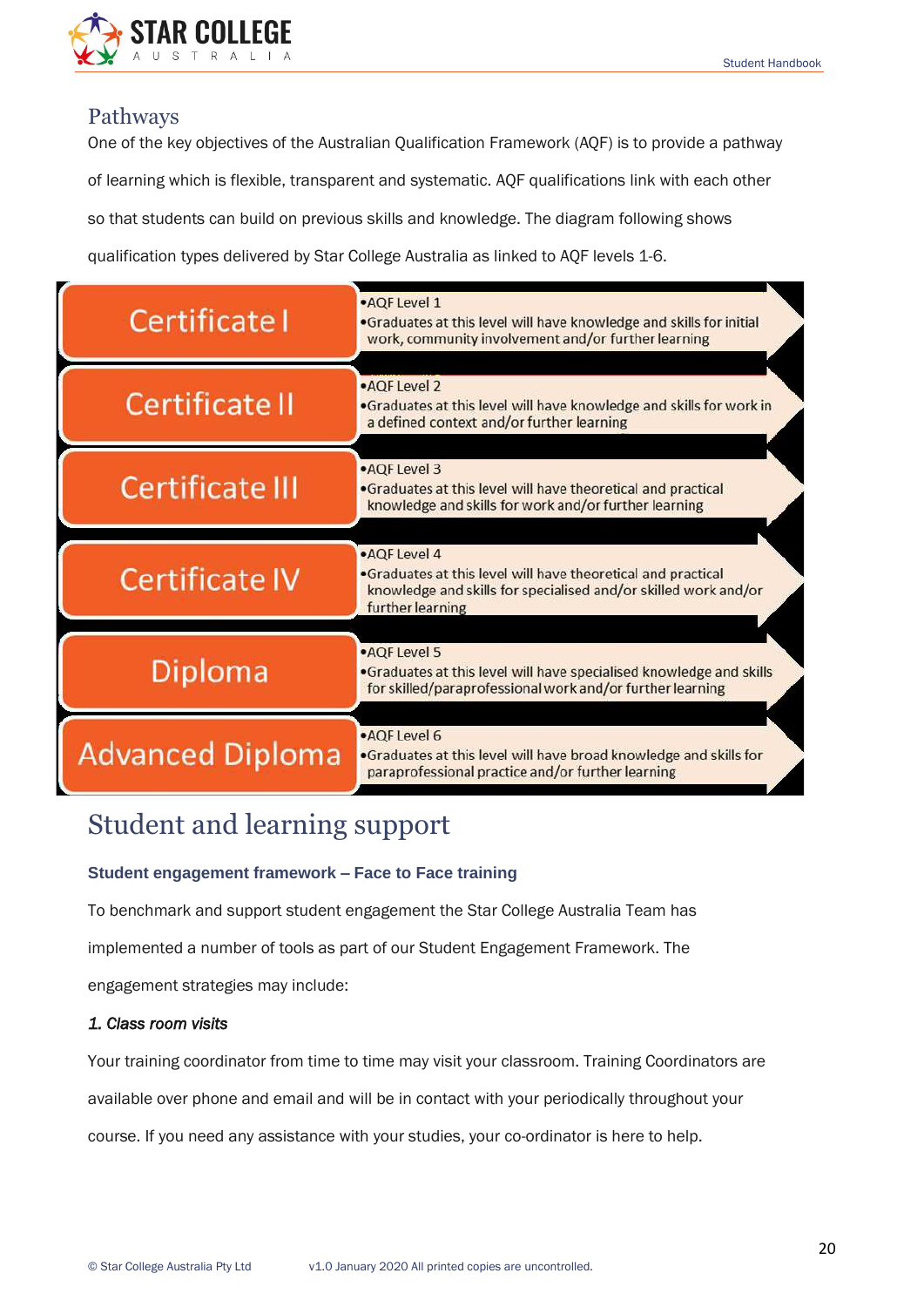## Pathways

One of the key objectives of the Australian Qualification Framework (AQF) is to provide a pathway of learning which is flexible, transparent and systematic. AQF qualifications link with each other so that students can build on previous skills and knowledge. The diagram following shows qualification types delivered by Star College Australia as linked to AQF levels 1-6.

| Qualification | AQF Level and Description |
| --- | --- |
| Certificate I | •AQF Level 1<br>•Graduates at this level will have knowledge and skills for initial work, community involvement and/or further learning |
| Certificate II | •AQF Level 2<br>•Graduates at this level will have knowledge and skills for work in a defined context and/or further learning |
| Certificate III | •AQF Level 3<br>•Graduates at this level will have theoretical and practical knowledge and skills for work and/or further learning |
| Certificate IV | •AQF Level 4<br>•Graduates at this level will have theoretical and practical knowledge and skills for specialised and/or skilled work and/or further learning |
| Diploma | •AQF Level 5<br>•Graduates at this level will have specialised knowledge and skills for skilled/paraprofessional work and/or further learning |
| Advanced Diploma | •AQF Level 6<br>•Graduates at this level will have broad knowledge and skills for paraprofessional practice and/or further learning |

# Student and learning support

### Student engagement framework – Face to Face training

To benchmark and support student engagement the Star College Australia Team has implemented a number of tools as part of our Student Engagement Framework. The engagement strategies may include:

*1. Class room visits*

Your training coordinator from time to time may visit your classroom. Training Coordinators are available over phone and email and will be in contact with your periodically throughout your course. If you need any assistance with your studies, your co-ordinator is here to help.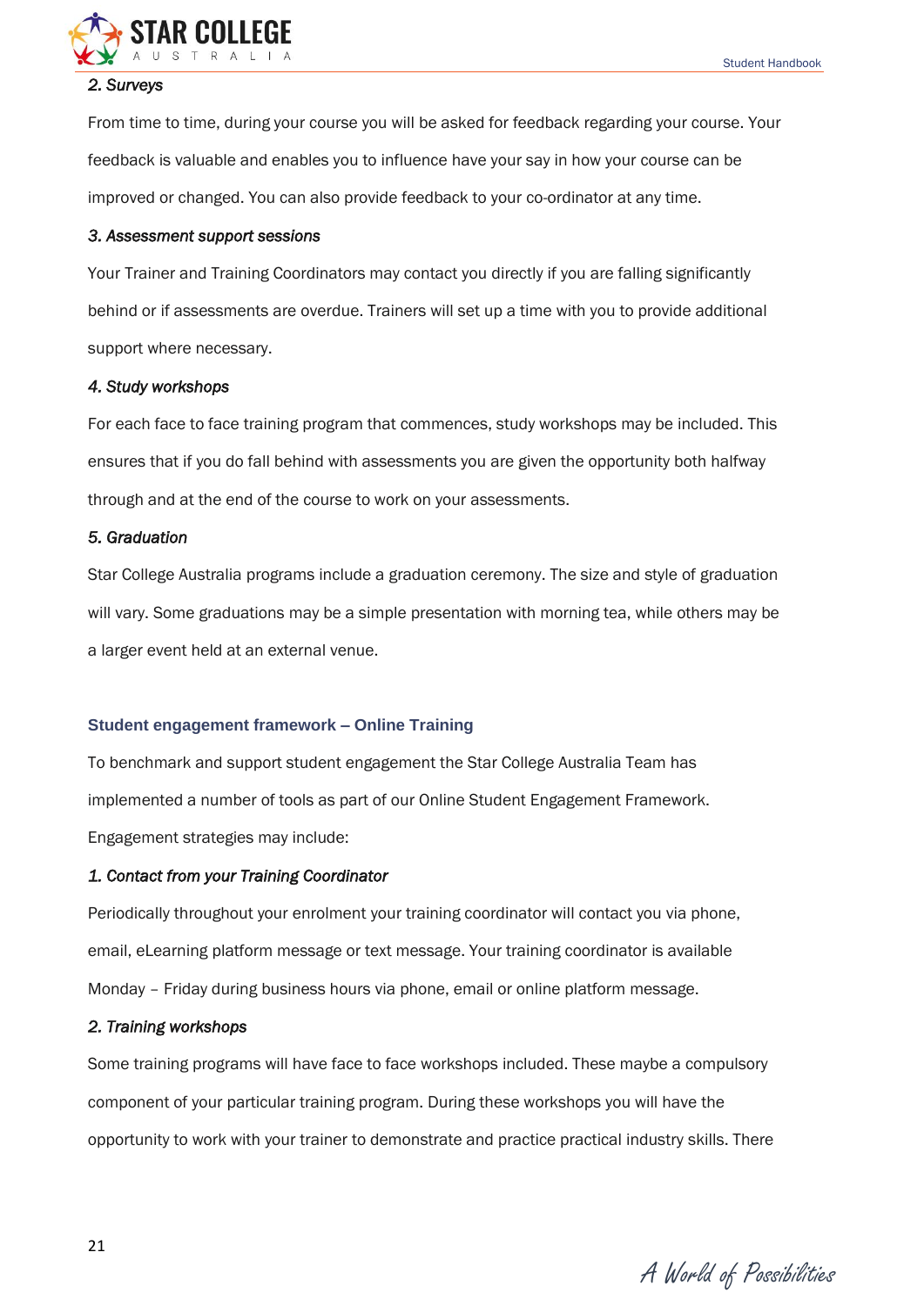*2. Surveys*

From time to time, during your course you will be asked for feedback regarding your course. Your feedback is valuable and enables you to influence have your say in how your course can be improved or changed. You can also provide feedback to your co-ordinator at any time.

*3. Assessment support sessions*

Your Trainer and Training Coordinators may contact you directly if you are falling significantly behind or if assessments are overdue. Trainers will set up a time with you to provide additional support where necessary.

*4. Study workshops*

For each face to face training program that commences, study workshops may be included. This ensures that if you do fall behind with assessments you are given the opportunity both halfway through and at the end of the course to work on your assessments.

*5. Graduation*

Star College Australia programs include a graduation ceremony. The size and style of graduation will vary. Some graduations may be a simple presentation with morning tea, while others may be a larger event held at an external venue.

### Student engagement framework – Online Training

To benchmark and support student engagement the Star College Australia Team has implemented a number of tools as part of our Online Student Engagement Framework. Engagement strategies may include:

*1. Contact from your Training Coordinator*

Periodically throughout your enrolment your training coordinator will contact you via phone, email, eLearning platform message or text message. Your training coordinator is available Monday – Friday during business hours via phone, email or online platform message.

*2. Training workshops*

Some training programs will have face to face workshops included. These maybe a compulsory component of your particular training program. During these workshops you will have the opportunity to work with your trainer to demonstrate and practice practical industry skills. There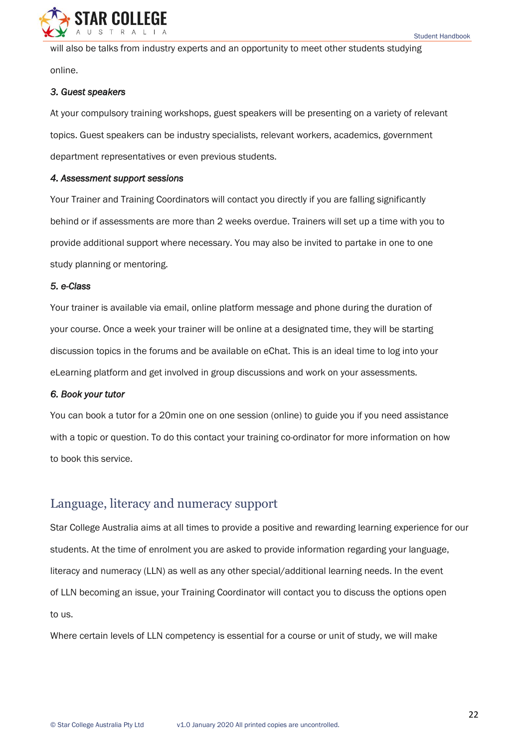will also be talks from industry experts and an opportunity to meet other students studying online.

***3. Guest speakers***

At your compulsory training workshops, guest speakers will be presenting on a variety of relevant topics. Guest speakers can be industry specialists, relevant workers, academics, government department representatives or even previous students.

***4. Assessment support sessions***

Your Trainer and Training Coordinators will contact you directly if you are falling significantly behind or if assessments are more than 2 weeks overdue. Trainers will set up a time with you to provide additional support where necessary. You may also be invited to partake in one to one study planning or mentoring.

***5. e-Class***

Your trainer is available via email, online platform message and phone during the duration of your course. Once a week your trainer will be online at a designated time, they will be starting discussion topics in the forums and be available on eChat. This is an ideal time to log into your eLearning platform and get involved in group discussions and work on your assessments.

***6. Book your tutor***

You can book a tutor for a 20min one on one session (online) to guide you if you need assistance with a topic or question. To do this contact your training co-ordinator for more information on how to book this service.

## Language, literacy and numeracy support

Star College Australia aims at all times to provide a positive and rewarding learning experience for our students. At the time of enrolment you are asked to provide information regarding your language, literacy and numeracy (LLN) as well as any other special/additional learning needs. In the event of LLN becoming an issue, your Training Coordinator will contact you to discuss the options open to us.

Where certain levels of LLN competency is essential for a course or unit of study, we will make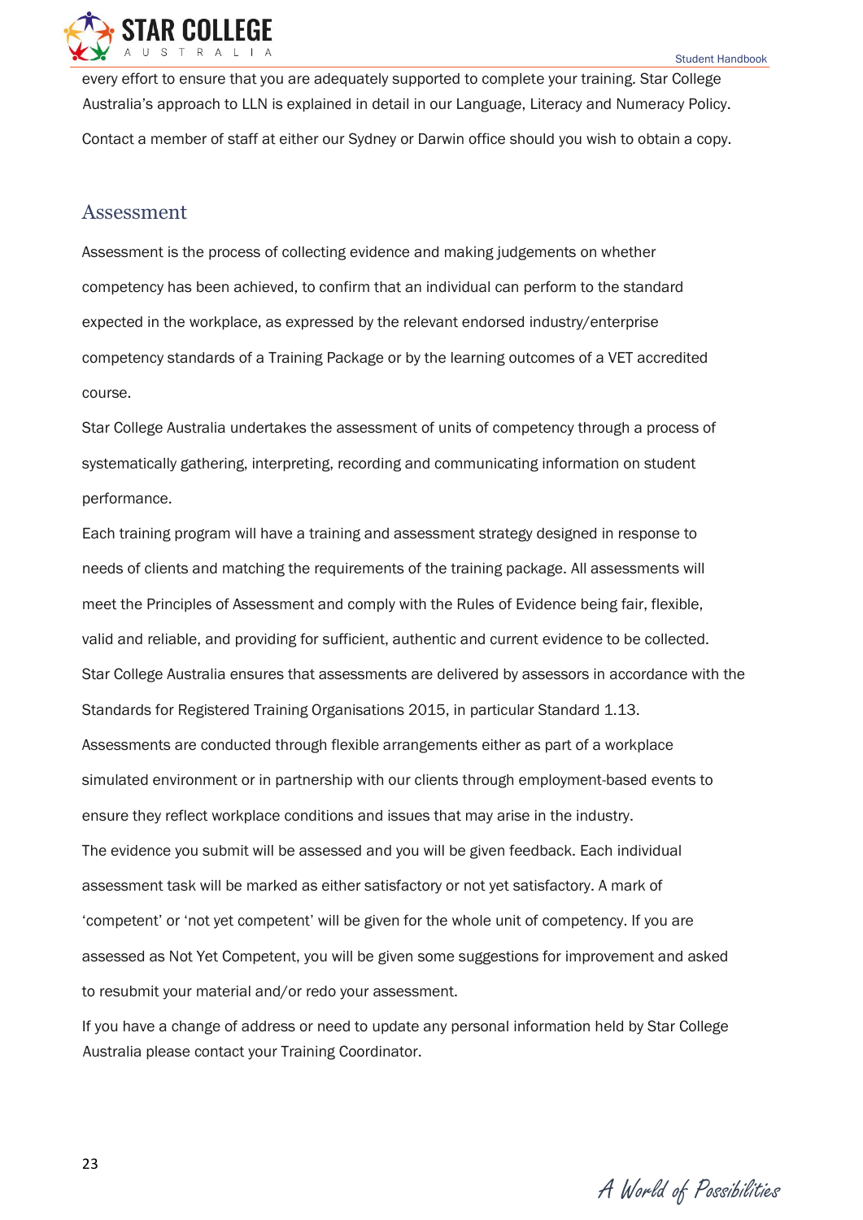every effort to ensure that you are adequately supported to complete your training. Star College Australia's approach to LLN is explained in detail in our Language, Literacy and Numeracy Policy.

Contact a member of staff at either our Sydney or Darwin office should you wish to obtain a copy.

## Assessment

Assessment is the process of collecting evidence and making judgements on whether competency has been achieved, to confirm that an individual can perform to the standard expected in the workplace, as expressed by the relevant endorsed industry/enterprise competency standards of a Training Package or by the learning outcomes of a VET accredited course.

Star College Australia undertakes the assessment of units of competency through a process of systematically gathering, interpreting, recording and communicating information on student performance.

Each training program will have a training and assessment strategy designed in response to needs of clients and matching the requirements of the training package. All assessments will meet the Principles of Assessment and comply with the Rules of Evidence being fair, flexible, valid and reliable, and providing for sufficient, authentic and current evidence to be collected.

Star College Australia ensures that assessments are delivered by assessors in accordance with the Standards for Registered Training Organisations 2015, in particular Standard 1.13.

Assessments are conducted through flexible arrangements either as part of a workplace simulated environment or in partnership with our clients through employment-based events to ensure they reflect workplace conditions and issues that may arise in the industry.

The evidence you submit will be assessed and you will be given feedback. Each individual assessment task will be marked as either satisfactory or not yet satisfactory. A mark of 'competent' or 'not yet competent' will be given for the whole unit of competency. If you are assessed as Not Yet Competent, you will be given some suggestions for improvement and asked to resubmit your material and/or redo your assessment.

If you have a change of address or need to update any personal information held by Star College Australia please contact your Training Coordinator.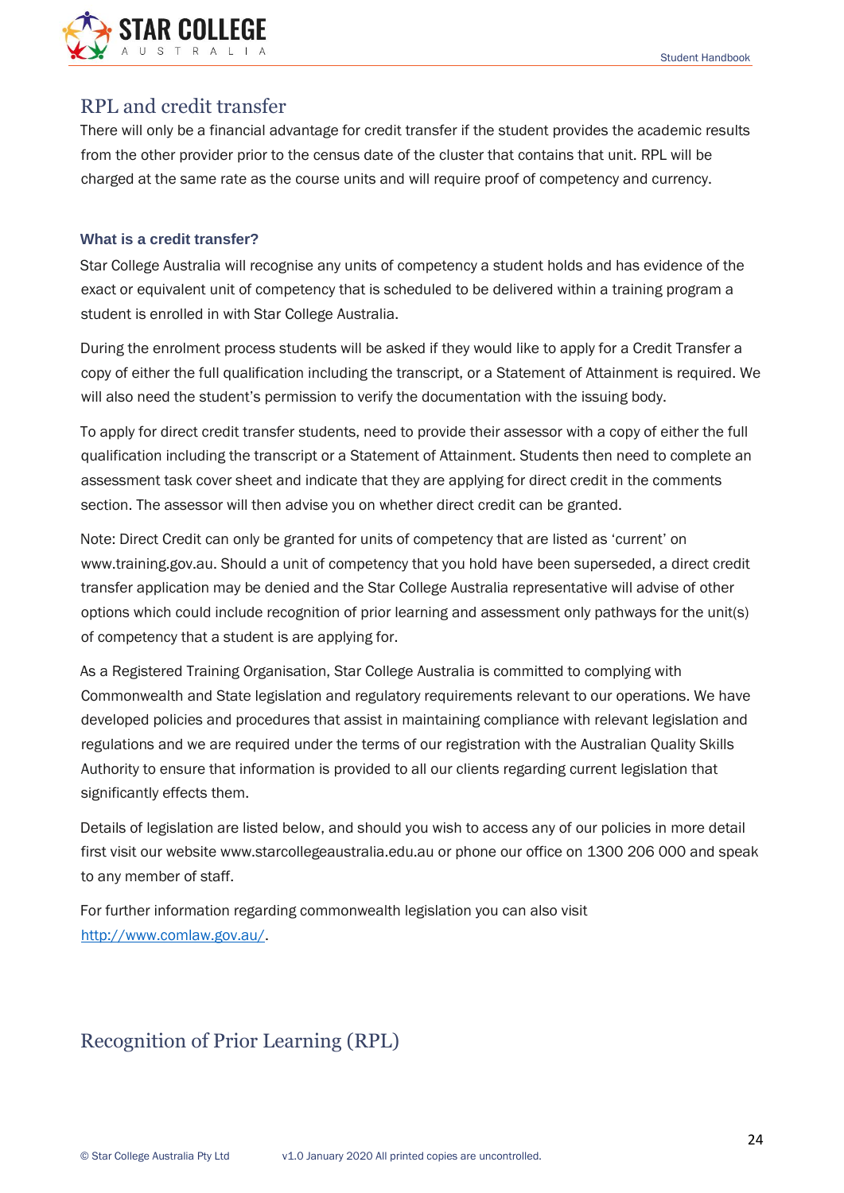## RPL and credit transfer

There will only be a financial advantage for credit transfer if the student provides the academic results from the other provider prior to the census date of the cluster that contains that unit. RPL will be charged at the same rate as the course units and will require proof of competency and currency.

### What is a credit transfer?

Star College Australia will recognise any units of competency a student holds and has evidence of the exact or equivalent unit of competency that is scheduled to be delivered within a training program a student is enrolled in with Star College Australia.

During the enrolment process students will be asked if they would like to apply for a Credit Transfer a copy of either the full qualification including the transcript, or a Statement of Attainment is required. We will also need the student's permission to verify the documentation with the issuing body.

To apply for direct credit transfer students, need to provide their assessor with a copy of either the full qualification including the transcript or a Statement of Attainment. Students then need to complete an assessment task cover sheet and indicate that they are applying for direct credit in the comments section. The assessor will then advise you on whether direct credit can be granted.

Note: Direct Credit can only be granted for units of competency that are listed as 'current' on www.training.gov.au. Should a unit of competency that you hold have been superseded, a direct credit transfer application may be denied and the Star College Australia representative will advise of other options which could include recognition of prior learning and assessment only pathways for the unit(s) of competency that a student is are applying for.

As a Registered Training Organisation, Star College Australia is committed to complying with Commonwealth and State legislation and regulatory requirements relevant to our operations. We have developed policies and procedures that assist in maintaining compliance with relevant legislation and regulations and we are required under the terms of our registration with the Australian Quality Skills Authority to ensure that information is provided to all our clients regarding current legislation that significantly effects them.

Details of legislation are listed below, and should you wish to access any of our policies in more detail first visit our website www.starcollegeaustralia.edu.au or phone our office on 1300 206 000 and speak to any member of staff.

For further information regarding commonwealth legislation you can also visit [http://www.comlaw.gov.au/](http://www.comlaw.gov.au/).

## Recognition of Prior Learning (RPL)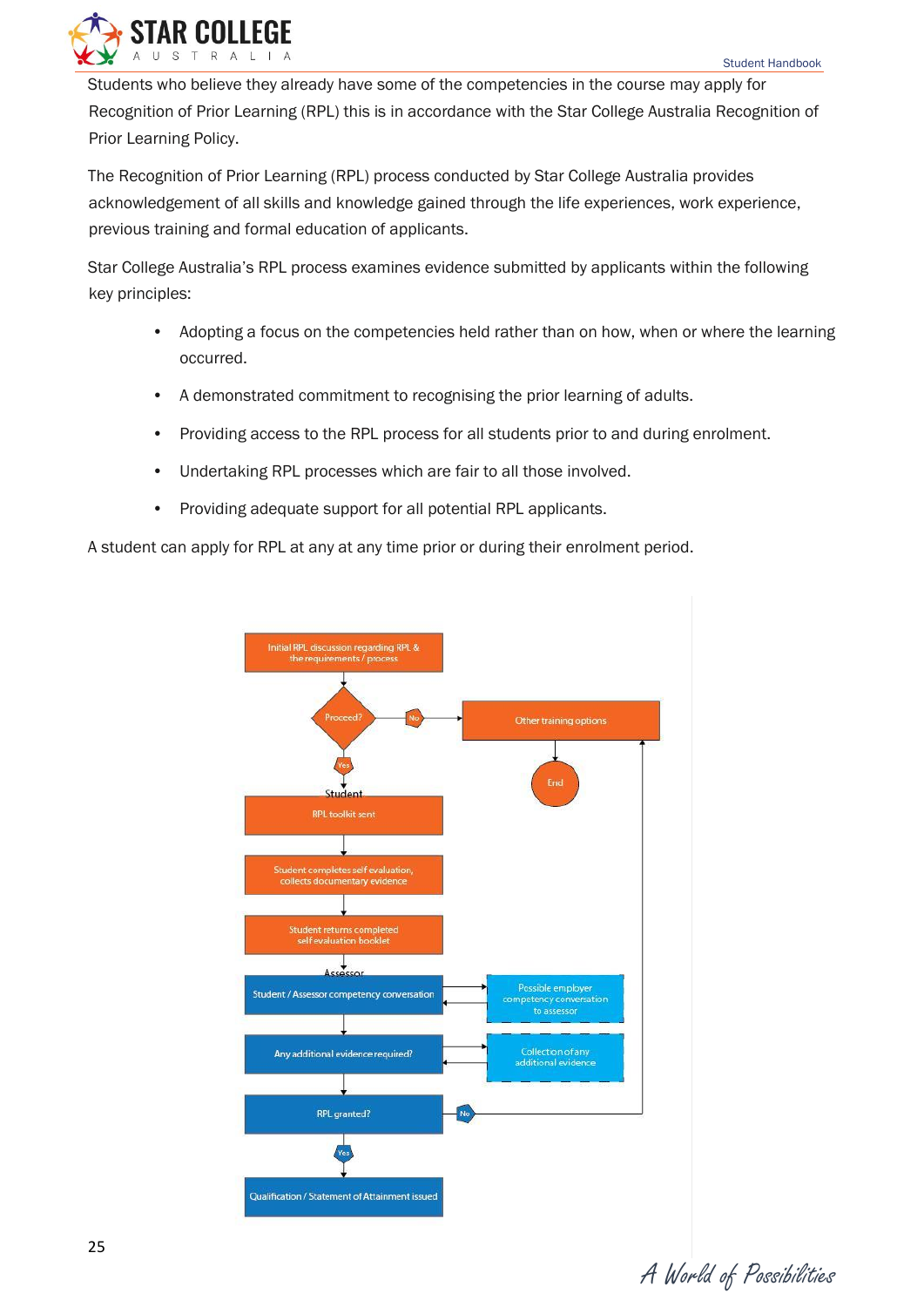Students who believe they already have some of the competencies in the course may apply for Recognition of Prior Learning (RPL) this is in accordance with the Star College Australia Recognition of Prior Learning Policy.

The Recognition of Prior Learning (RPL) process conducted by Star College Australia provides acknowledgement of all skills and knowledge gained through the life experiences, work experience, previous training and formal education of applicants.

Star College Australia's RPL process examines evidence submitted by applicants within the following key principles:

- Adopting a focus on the competencies held rather than on how, when or where the learning occurred.
- A demonstrated commitment to recognising the prior learning of adults.
- Providing access to the RPL process for all students prior to and during enrolment.
- Undertaking RPL processes which are fair to all those involved.
- Providing adequate support for all potential RPL applicants.

A student can apply for RPL at any at any time prior or during their enrolment period.

Initial RPL discussion regarding RPL & the requirements / process

Proceed?

No → Other training options → End

Yes

Student

RPL toolkit sent

Student completes self evaluation, collects documentary evidence

Student returns completed self evaluation booklet

Assessor

Student / Assessor competency conversation ↔ Possible employer competency conversation to assessor

Any additional evidence required? ↔ Collection of any additional evidence

RPL granted?

No → Other training options

Yes

Qualification / Statement of Attainment issued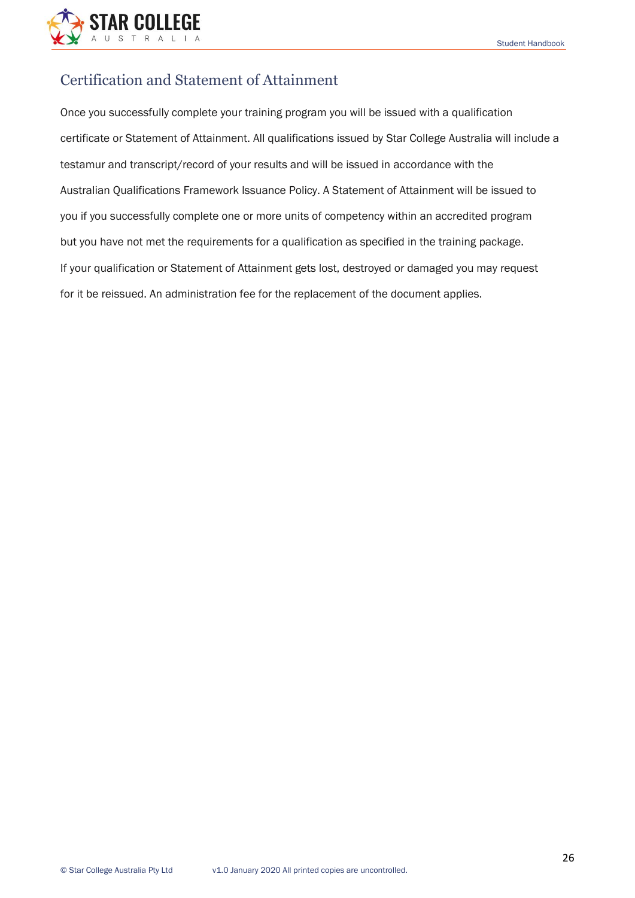## Certification and Statement of Attainment

Once you successfully complete your training program you will be issued with a qualification certificate or Statement of Attainment. All qualifications issued by Star College Australia will include a testamur and transcript/record of your results and will be issued in accordance with the Australian Qualifications Framework Issuance Policy. A Statement of Attainment will be issued to you if you successfully complete one or more units of competency within an accredited program but you have not met the requirements for a qualification as specified in the training package. If your qualification or Statement of Attainment gets lost, destroyed or damaged you may request for it be reissued. An administration fee for the replacement of the document applies.